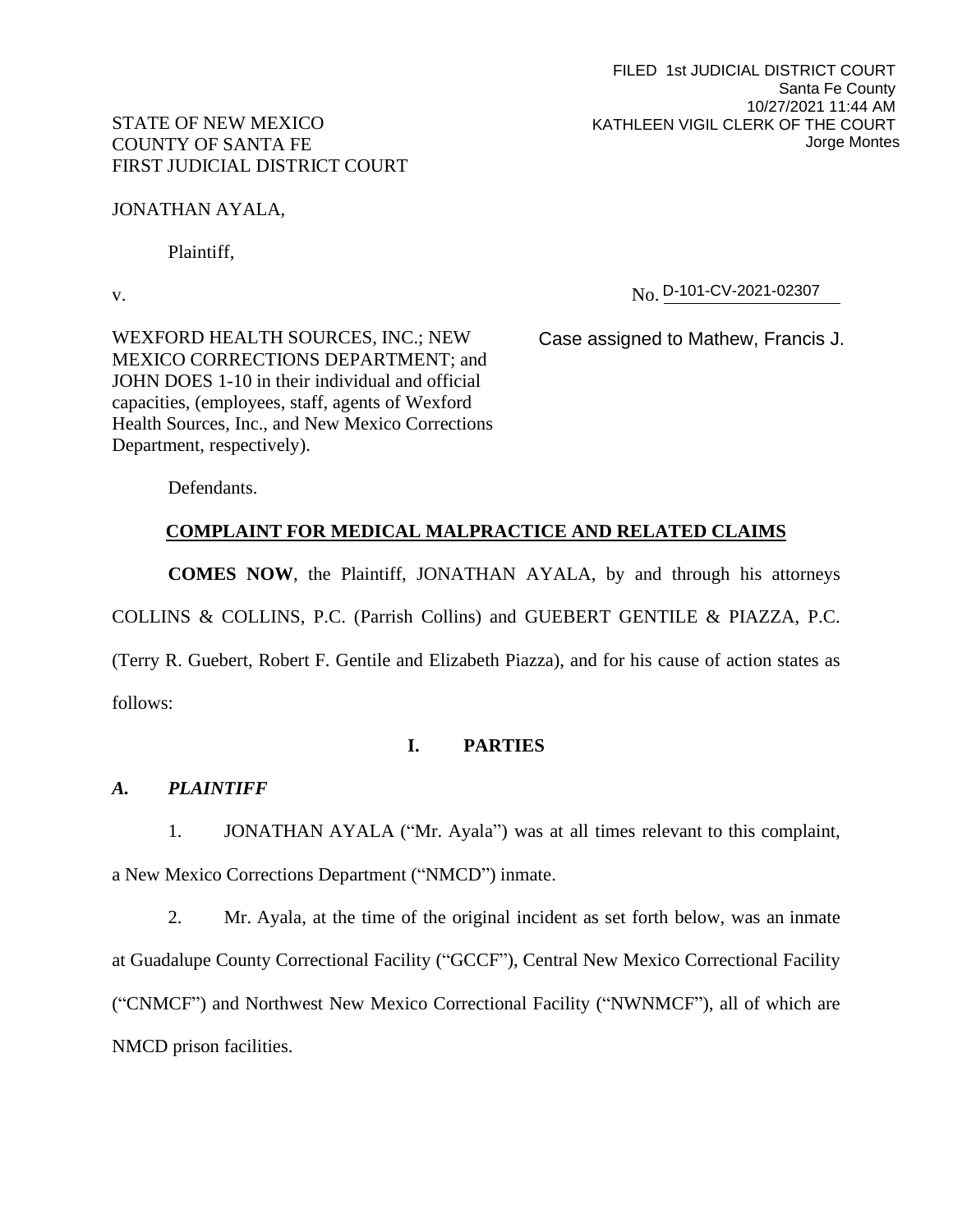FILED 1st JUDICIAL DISTRICT COURT
Santa Fe County
10/27/2021 11:44 AM
KATHLEEN VIGIL CLERK OF THE COURT
Jorge Montes

STATE OF NEW MEXICO
COUNTY OF SANTA FE
FIRST JUDICIAL DISTRICT COURT

JONATHAN AYALA,

Plaintiff,

v.

No. D-101-CV-2021-02307

Case assigned to Mathew, Francis J.

WEXFORD HEALTH SOURCES, INC.; NEW MEXICO CORRECTIONS DEPARTMENT; and JOHN DOES 1-10 in their individual and official capacities, (employees, staff, agents of Wexford Health Sources, Inc., and New Mexico Corrections Department, respectively).

Defendants.

## COMPLAINT FOR MEDICAL MALPRACTICE AND RELATED CLAIMS

**COMES NOW**, the Plaintiff, JONATHAN AYALA, by and through his attorneys COLLINS & COLLINS, P.C. (Parrish Collins) and GUEBERT GENTILE & PIAZZA, P.C. (Terry R. Guebert, Robert F. Gentile and Elizabeth Piazza), and for his cause of action states as follows:

## I. PARTIES

### *A. PLAINTIFF*

1. JONATHAN AYALA ("Mr. Ayala") was at all times relevant to this complaint, a New Mexico Corrections Department ("NMCD") inmate.

2. Mr. Ayala, at the time of the original incident as set forth below, was an inmate at Guadalupe County Correctional Facility ("GCCF"), Central New Mexico Correctional Facility ("CNMCF") and Northwest New Mexico Correctional Facility ("NWNMCF"), all of which are NMCD prison facilities.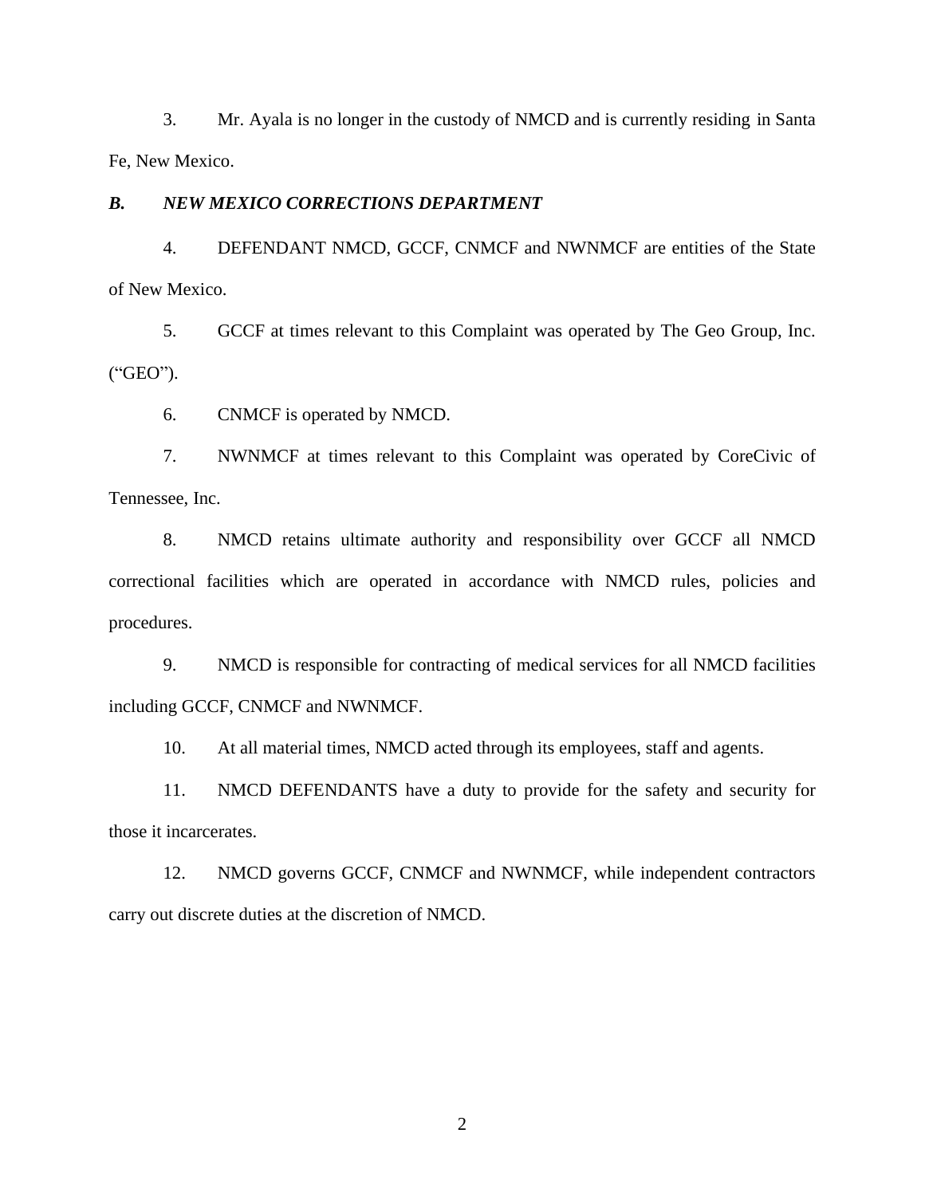3. Mr. Ayala is no longer in the custody of NMCD and is currently residing in Santa Fe, New Mexico.

***B. NEW MEXICO CORRECTIONS DEPARTMENT***

4. DEFENDANT NMCD, GCCF, CNMCF and NWNMCF are entities of the State of New Mexico.

5. GCCF at times relevant to this Complaint was operated by The Geo Group, Inc. ("GEO").

6. CNMCF is operated by NMCD.

7. NWNMCF at times relevant to this Complaint was operated by CoreCivic of Tennessee, Inc.

8. NMCD retains ultimate authority and responsibility over GCCF all NMCD correctional facilities which are operated in accordance with NMCD rules, policies and procedures.

9. NMCD is responsible for contracting of medical services for all NMCD facilities including GCCF, CNMCF and NWNMCF.

10. At all material times, NMCD acted through its employees, staff and agents.

11. NMCD DEFENDANTS have a duty to provide for the safety and security for those it incarcerates.

12. NMCD governs GCCF, CNMCF and NWNMCF, while independent contractors carry out discrete duties at the discretion of NMCD.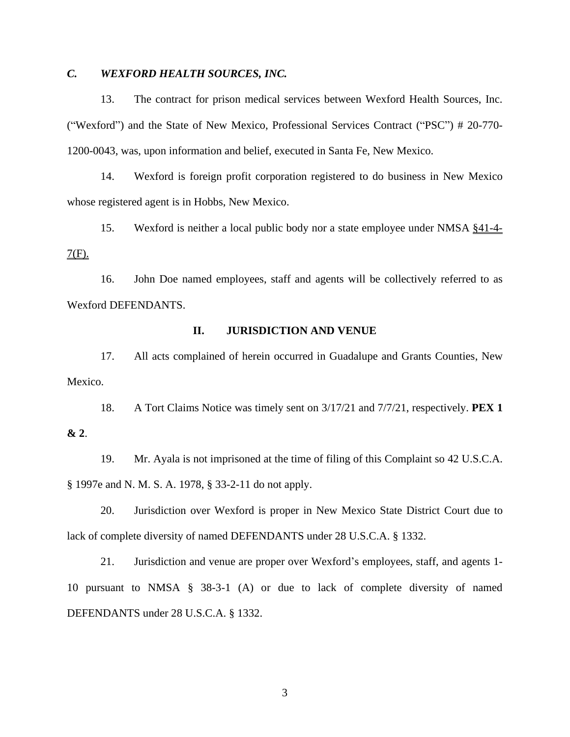### *C. WEXFORD HEALTH SOURCES, INC.*

13. The contract for prison medical services between Wexford Health Sources, Inc. ("Wexford") and the State of New Mexico, Professional Services Contract ("PSC") # 20-770-1200-0043, was, upon information and belief, executed in Santa Fe, New Mexico.

14. Wexford is foreign profit corporation registered to do business in New Mexico whose registered agent is in Hobbs, New Mexico.

15. Wexford is neither a local public body nor a state employee under NMSA §41-4-7(F).

16. John Doe named employees, staff and agents will be collectively referred to as Wexford DEFENDANTS.

## II. JURISDICTION AND VENUE

17. All acts complained of herein occurred in Guadalupe and Grants Counties, New Mexico.

18. A Tort Claims Notice was timely sent on 3/17/21 and 7/7/21, respectively. **PEX 1 & 2**.

19. Mr. Ayala is not imprisoned at the time of filing of this Complaint so 42 U.S.C.A. § 1997e and N. M. S. A. 1978, § 33-2-11 do not apply.

20. Jurisdiction over Wexford is proper in New Mexico State District Court due to lack of complete diversity of named DEFENDANTS under 28 U.S.C.A. § 1332.

21. Jurisdiction and venue are proper over Wexford's employees, staff, and agents 1-10 pursuant to NMSA § 38-3-1 (A) or due to lack of complete diversity of named DEFENDANTS under 28 U.S.C.A. § 1332.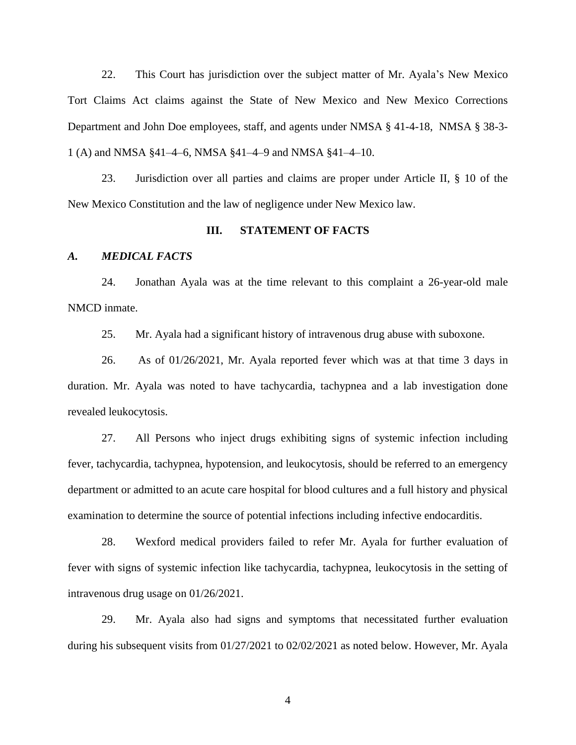22. This Court has jurisdiction over the subject matter of Mr. Ayala's New Mexico Tort Claims Act claims against the State of New Mexico and New Mexico Corrections Department and John Doe employees, staff, and agents under NMSA § 41-4-18, NMSA § 38-3-1 (A) and NMSA §41–4–6, NMSA §41–4–9 and NMSA §41–4–10.

23. Jurisdiction over all parties and claims are proper under Article II, § 10 of the New Mexico Constitution and the law of negligence under New Mexico law.

## III. STATEMENT OF FACTS

### *A. MEDICAL FACTS*

24. Jonathan Ayala was at the time relevant to this complaint a 26-year-old male NMCD inmate.

25. Mr. Ayala had a significant history of intravenous drug abuse with suboxone.

26. As of 01/26/2021, Mr. Ayala reported fever which was at that time 3 days in duration. Mr. Ayala was noted to have tachycardia, tachypnea and a lab investigation done revealed leukocytosis.

27. All Persons who inject drugs exhibiting signs of systemic infection including fever, tachycardia, tachypnea, hypotension, and leukocytosis, should be referred to an emergency department or admitted to an acute care hospital for blood cultures and a full history and physical examination to determine the source of potential infections including infective endocarditis.

28. Wexford medical providers failed to refer Mr. Ayala for further evaluation of fever with signs of systemic infection like tachycardia, tachypnea, leukocytosis in the setting of intravenous drug usage on 01/26/2021.

29. Mr. Ayala also had signs and symptoms that necessitated further evaluation during his subsequent visits from 01/27/2021 to 02/02/2021 as noted below. However, Mr. Ayala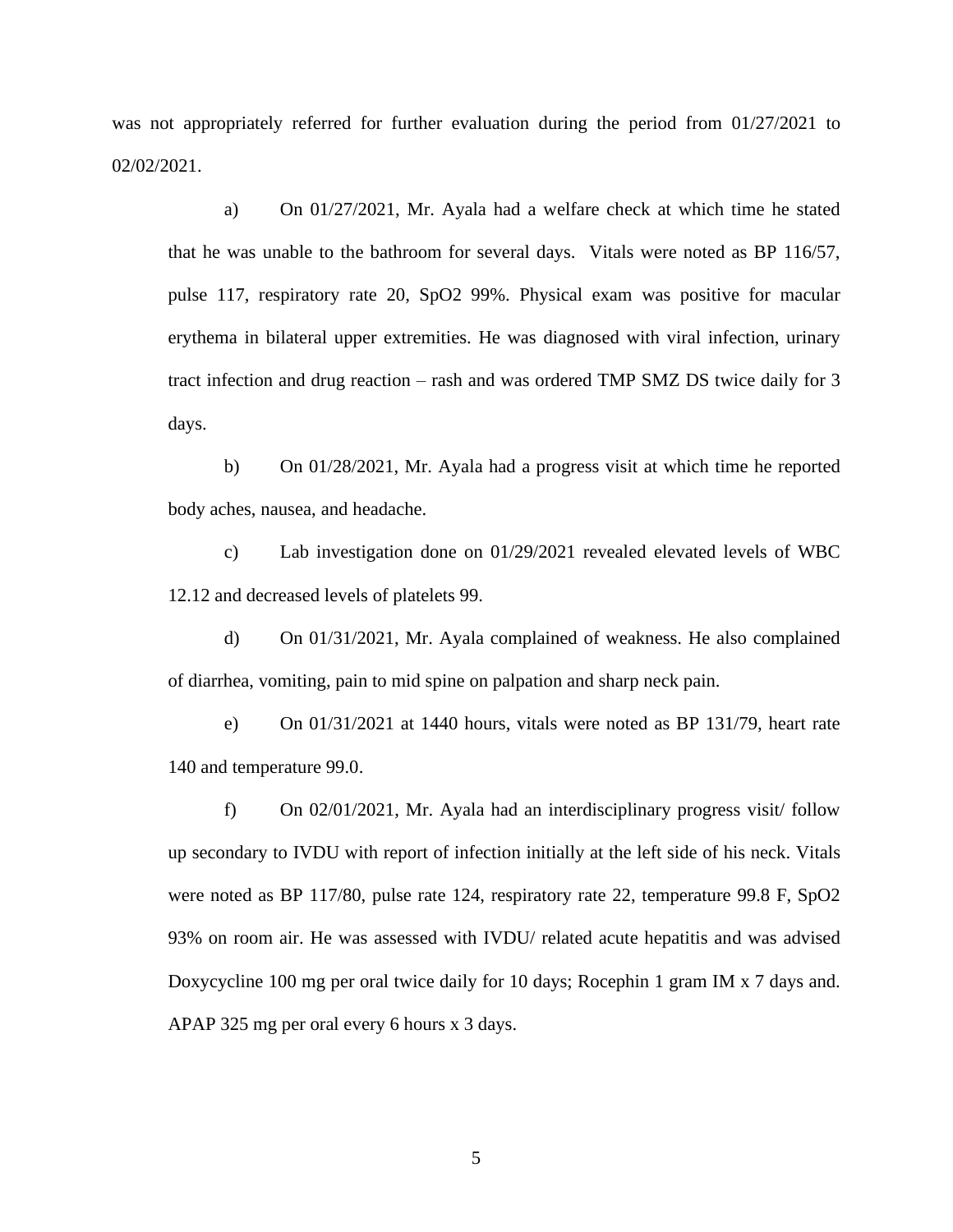was not appropriately referred for further evaluation during the period from 01/27/2021 to 02/02/2021.

a) On 01/27/2021, Mr. Ayala had a welfare check at which time he stated that he was unable to the bathroom for several days. Vitals were noted as BP 116/57, pulse 117, respiratory rate 20, SpO2 99%. Physical exam was positive for macular erythema in bilateral upper extremities. He was diagnosed with viral infection, urinary tract infection and drug reaction – rash and was ordered TMP SMZ DS twice daily for 3 days.

b) On 01/28/2021, Mr. Ayala had a progress visit at which time he reported body aches, nausea, and headache.

c) Lab investigation done on 01/29/2021 revealed elevated levels of WBC 12.12 and decreased levels of platelets 99.

d) On 01/31/2021, Mr. Ayala complained of weakness. He also complained of diarrhea, vomiting, pain to mid spine on palpation and sharp neck pain.

e) On 01/31/2021 at 1440 hours, vitals were noted as BP 131/79, heart rate 140 and temperature 99.0.

f) On 02/01/2021, Mr. Ayala had an interdisciplinary progress visit/ follow up secondary to IVDU with report of infection initially at the left side of his neck. Vitals were noted as BP 117/80, pulse rate 124, respiratory rate 22, temperature 99.8 F, SpO2 93% on room air. He was assessed with IVDU/ related acute hepatitis and was advised Doxycycline 100 mg per oral twice daily for 10 days; Rocephin 1 gram IM x 7 days and. APAP 325 mg per oral every 6 hours x 3 days.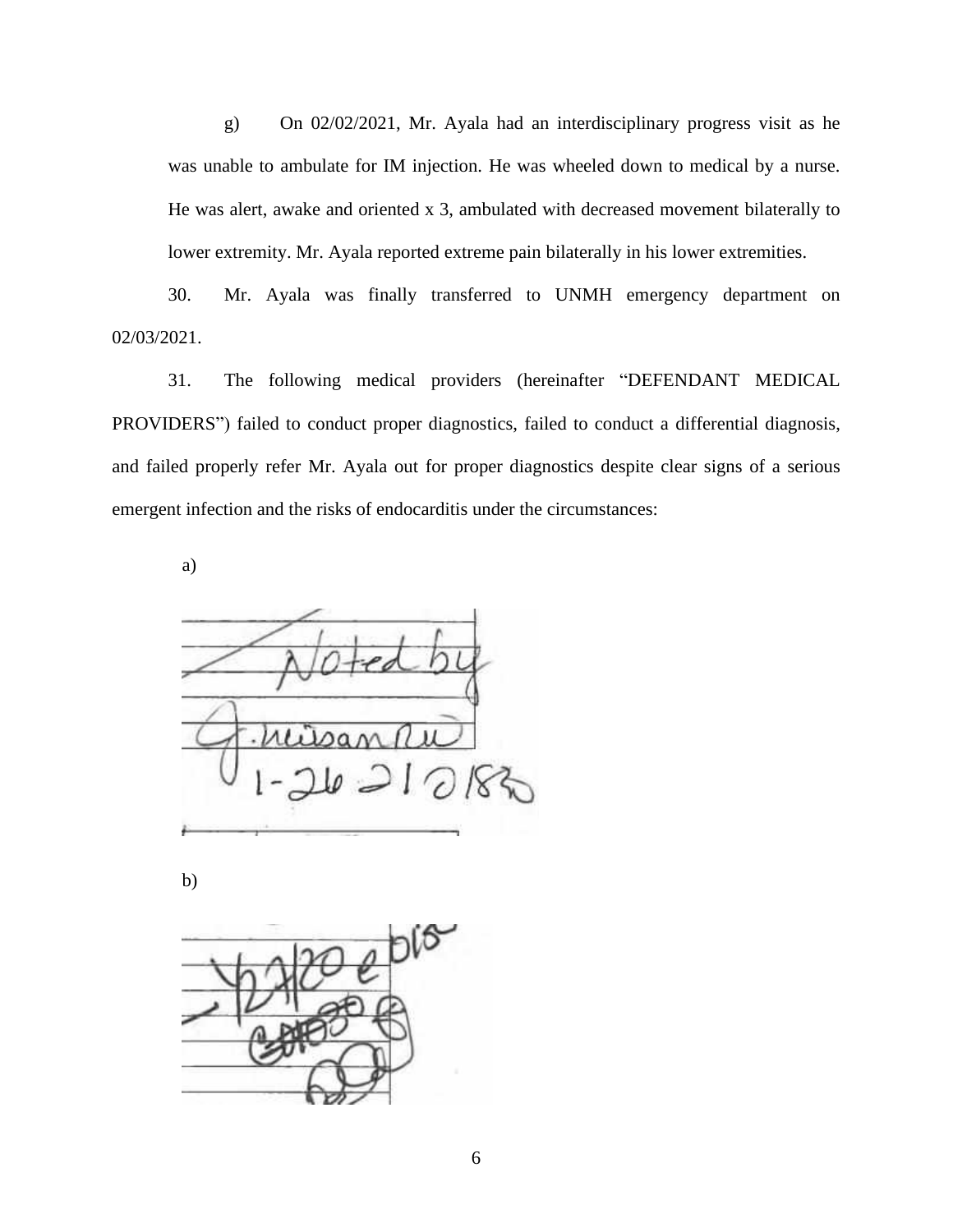g) On 02/02/2021, Mr. Ayala had an interdisciplinary progress visit as he was unable to ambulate for IM injection. He was wheeled down to medical by a nurse. He was alert, awake and oriented x 3, ambulated with decreased movement bilaterally to lower extremity. Mr. Ayala reported extreme pain bilaterally in his lower extremities.

30. Mr. Ayala was finally transferred to UNMH emergency department on 02/03/2021.

31. The following medical providers (hereinafter "DEFENDANT MEDICAL PROVIDERS") failed to conduct proper diagnostics, failed to conduct a differential diagnosis, and failed properly refer Mr. Ayala out for proper diagnostics despite clear signs of a serious emergent infection and the risks of endocarditis under the circumstances:

a)

Noted by
G. Miisan RN
1-26-21 0180

b)

1/27/20 e 015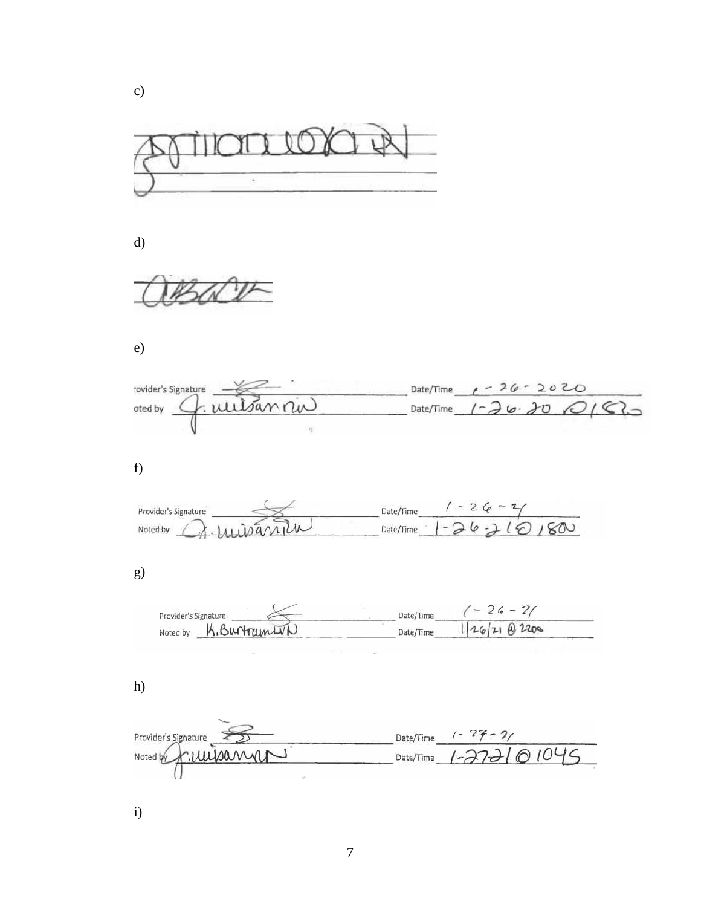c)

d)

e)

rovider's Signature Date/Time 1-26-2020

oted by J. uuisannw Date/Time 1-26-20 @1820

f)

Provider's Signature Date/Time 1-26-21

Noted by A. uuisannw Date/Time 1-26-21@1800

g)

Provider's Signature Date/Time 1-26-21

Noted by K.BurtramLVN Date/Time 1/26/21 @ 2200

h)

Provider's Signature Date/Time 1-27-21

Noted by J.uuisannw Date/Time 1-27-21 @ 1045

i)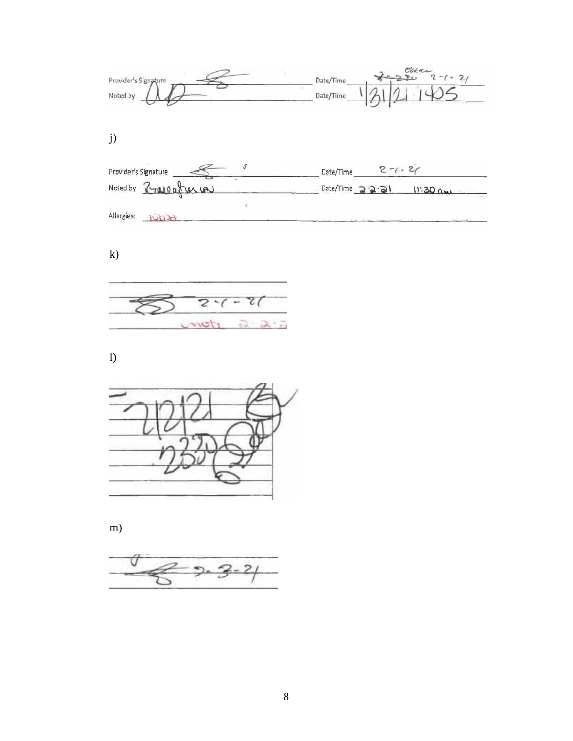Provider's Signature ______ Date/Time 2-1-21

Noted by ______ Date/Time 1/31/21 1405

j)

Provider's Signature ______ Date/Time 2-1-21

Noted by ______ Date/Time 2-2-21 11:30 am

Allergies: NKDA

k)

2-1-21

note 2-2-2

l)

2/2/21

2330

m)

2-3-21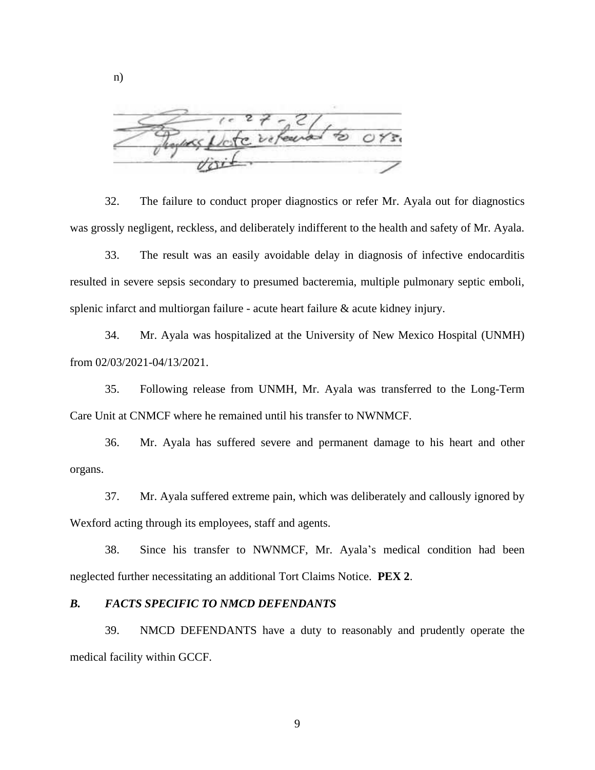n)

1-27-21
Progress Note referral to 0730 visit.

32. The failure to conduct proper diagnostics or refer Mr. Ayala out for diagnostics was grossly negligent, reckless, and deliberately indifferent to the health and safety of Mr. Ayala.

33. The result was an easily avoidable delay in diagnosis of infective endocarditis resulted in severe sepsis secondary to presumed bacteremia, multiple pulmonary septic emboli, splenic infarct and multiorgan failure - acute heart failure & acute kidney injury.

34. Mr. Ayala was hospitalized at the University of New Mexico Hospital (UNMH) from 02/03/2021-04/13/2021.

35. Following release from UNMH, Mr. Ayala was transferred to the Long-Term Care Unit at CNMCF where he remained until his transfer to NWNMCF.

36. Mr. Ayala has suffered severe and permanent damage to his heart and other organs.

37. Mr. Ayala suffered extreme pain, which was deliberately and callously ignored by Wexford acting through its employees, staff and agents.

38. Since his transfer to NWNMCF, Mr. Ayala's medical condition had been neglected further necessitating an additional Tort Claims Notice. **PEX 2**.

### *B. FACTS SPECIFIC TO NMCD DEFENDANTS*

39. NMCD DEFENDANTS have a duty to reasonably and prudently operate the medical facility within GCCF.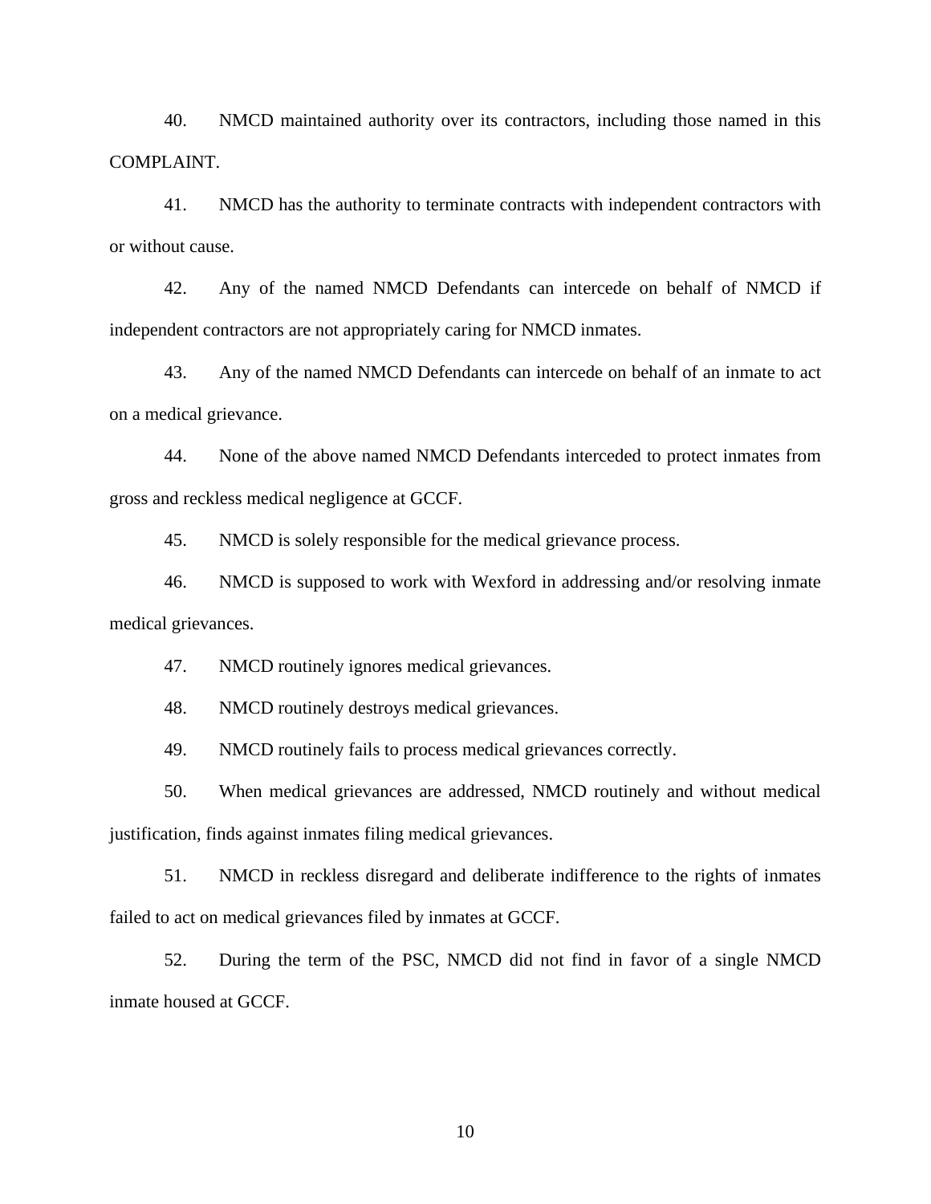40. NMCD maintained authority over its contractors, including those named in this COMPLAINT.

41. NMCD has the authority to terminate contracts with independent contractors with or without cause.

42. Any of the named NMCD Defendants can intercede on behalf of NMCD if independent contractors are not appropriately caring for NMCD inmates.

43. Any of the named NMCD Defendants can intercede on behalf of an inmate to act on a medical grievance.

44. None of the above named NMCD Defendants interceded to protect inmates from gross and reckless medical negligence at GCCF.

45. NMCD is solely responsible for the medical grievance process.

46. NMCD is supposed to work with Wexford in addressing and/or resolving inmate medical grievances.

47. NMCD routinely ignores medical grievances.

48. NMCD routinely destroys medical grievances.

49. NMCD routinely fails to process medical grievances correctly.

50. When medical grievances are addressed, NMCD routinely and without medical justification, finds against inmates filing medical grievances.

51. NMCD in reckless disregard and deliberate indifference to the rights of inmates failed to act on medical grievances filed by inmates at GCCF.

52. During the term of the PSC, NMCD did not find in favor of a single NMCD inmate housed at GCCF.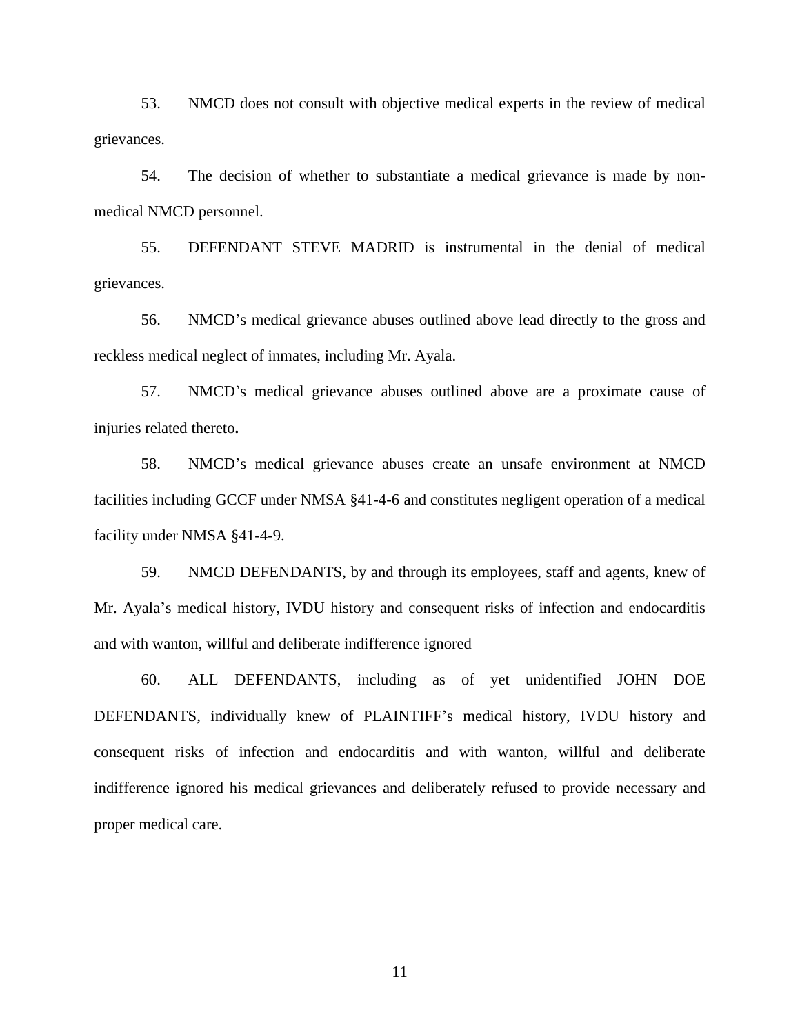53. NMCD does not consult with objective medical experts in the review of medical grievances.

54. The decision of whether to substantiate a medical grievance is made by non-medical NMCD personnel.

55. DEFENDANT STEVE MADRID is instrumental in the denial of medical grievances.

56. NMCD's medical grievance abuses outlined above lead directly to the gross and reckless medical neglect of inmates, including Mr. Ayala.

57. NMCD's medical grievance abuses outlined above are a proximate cause of injuries related thereto**.**

58. NMCD's medical grievance abuses create an unsafe environment at NMCD facilities including GCCF under NMSA §41-4-6 and constitutes negligent operation of a medical facility under NMSA §41-4-9.

59. NMCD DEFENDANTS, by and through its employees, staff and agents, knew of Mr. Ayala's medical history, IVDU history and consequent risks of infection and endocarditis and with wanton, willful and deliberate indifference ignored

60. ALL DEFENDANTS, including as of yet unidentified JOHN DOE DEFENDANTS, individually knew of PLAINTIFF's medical history, IVDU history and consequent risks of infection and endocarditis and with wanton, willful and deliberate indifference ignored his medical grievances and deliberately refused to provide necessary and proper medical care.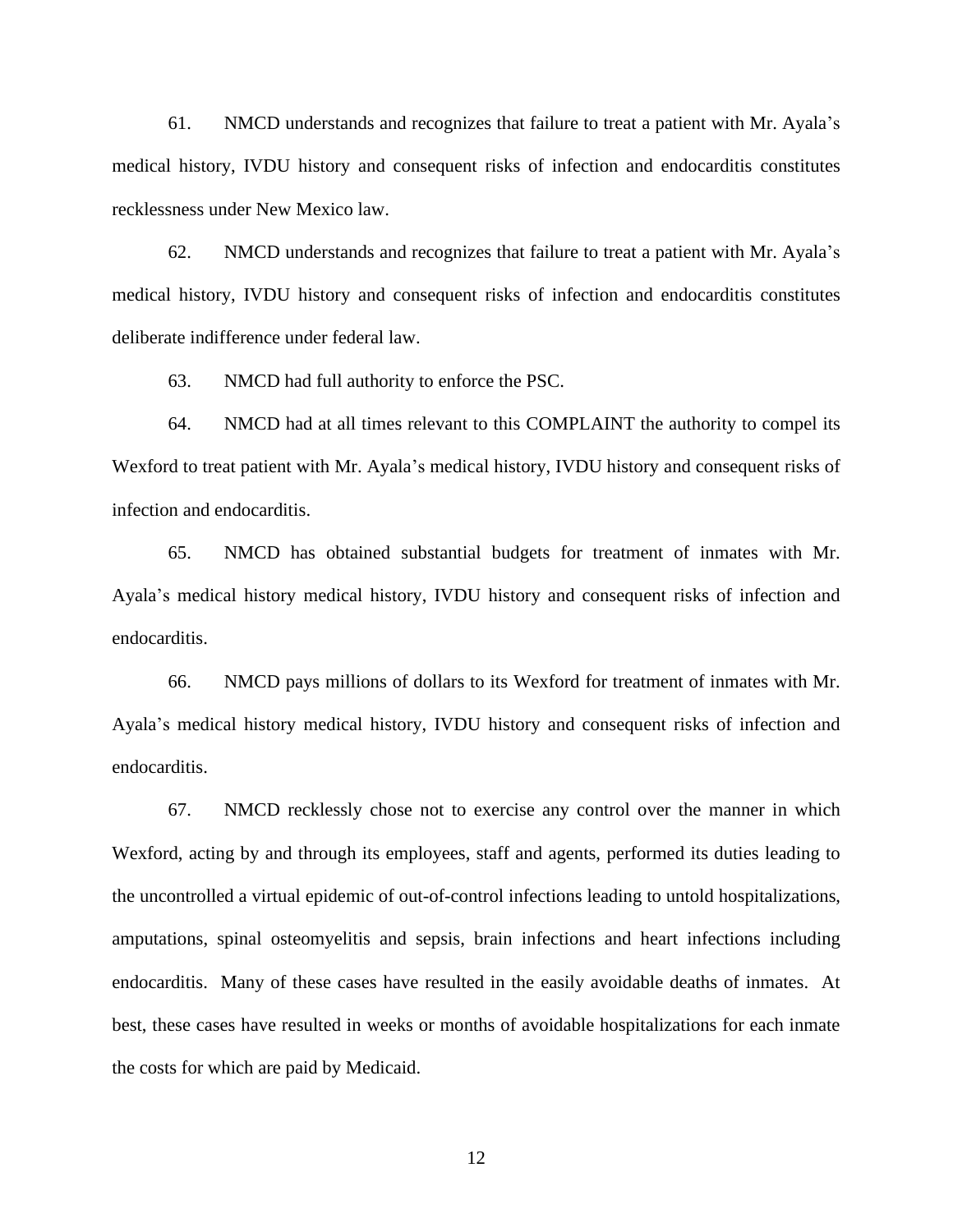61. NMCD understands and recognizes that failure to treat a patient with Mr. Ayala's medical history, IVDU history and consequent risks of infection and endocarditis constitutes recklessness under New Mexico law.

62. NMCD understands and recognizes that failure to treat a patient with Mr. Ayala's medical history, IVDU history and consequent risks of infection and endocarditis constitutes deliberate indifference under federal law.

63. NMCD had full authority to enforce the PSC.

64. NMCD had at all times relevant to this COMPLAINT the authority to compel its Wexford to treat patient with Mr. Ayala's medical history, IVDU history and consequent risks of infection and endocarditis.

65. NMCD has obtained substantial budgets for treatment of inmates with Mr. Ayala's medical history medical history, IVDU history and consequent risks of infection and endocarditis.

66. NMCD pays millions of dollars to its Wexford for treatment of inmates with Mr. Ayala's medical history medical history, IVDU history and consequent risks of infection and endocarditis.

67. NMCD recklessly chose not to exercise any control over the manner in which Wexford, acting by and through its employees, staff and agents, performed its duties leading to the uncontrolled a virtual epidemic of out-of-control infections leading to untold hospitalizations, amputations, spinal osteomyelitis and sepsis, brain infections and heart infections including endocarditis. Many of these cases have resulted in the easily avoidable deaths of inmates. At best, these cases have resulted in weeks or months of avoidable hospitalizations for each inmate the costs for which are paid by Medicaid.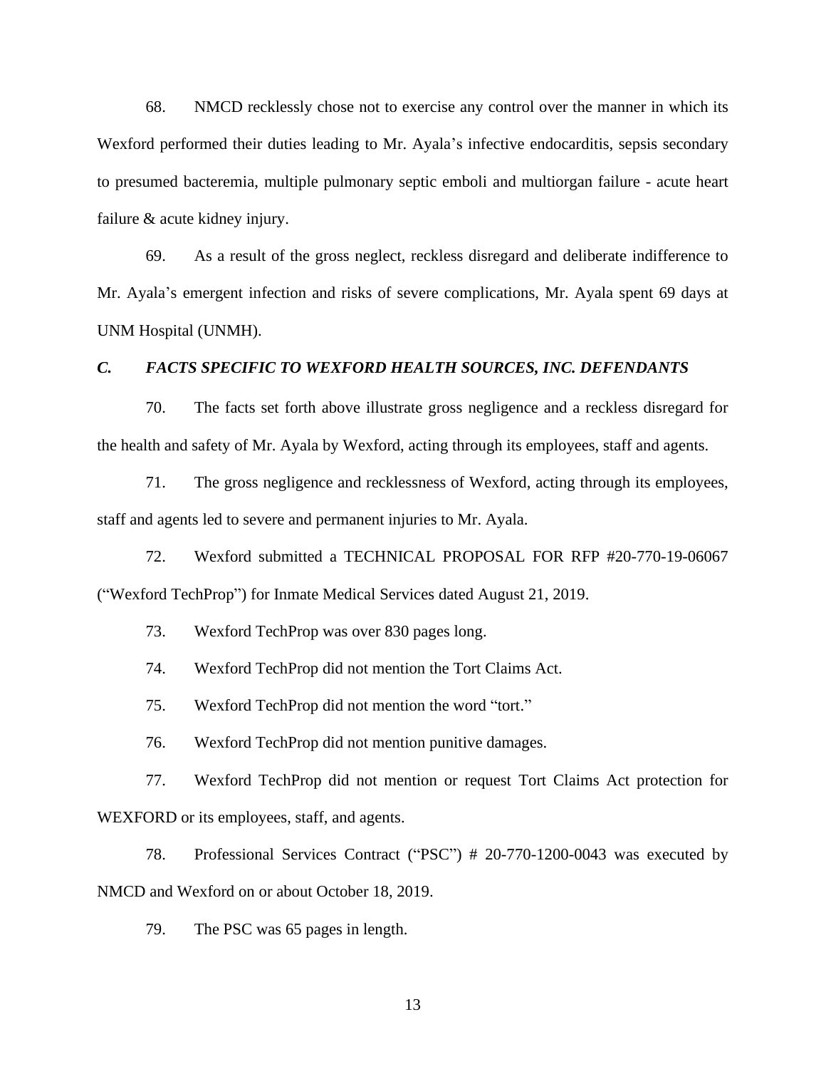68. NMCD recklessly chose not to exercise any control over the manner in which its Wexford performed their duties leading to Mr. Ayala's infective endocarditis, sepsis secondary to presumed bacteremia, multiple pulmonary septic emboli and multiorgan failure - acute heart failure & acute kidney injury.

69. As a result of the gross neglect, reckless disregard and deliberate indifference to Mr. Ayala's emergent infection and risks of severe complications, Mr. Ayala spent 69 days at UNM Hospital (UNMH).

### *C. FACTS SPECIFIC TO WEXFORD HEALTH SOURCES, INC. DEFENDANTS*

70. The facts set forth above illustrate gross negligence and a reckless disregard for the health and safety of Mr. Ayala by Wexford, acting through its employees, staff and agents.

71. The gross negligence and recklessness of Wexford, acting through its employees, staff and agents led to severe and permanent injuries to Mr. Ayala.

72. Wexford submitted a TECHNICAL PROPOSAL FOR RFP #20-770-19-06067 ("Wexford TechProp") for Inmate Medical Services dated August 21, 2019.

73. Wexford TechProp was over 830 pages long.

74. Wexford TechProp did not mention the Tort Claims Act.

75. Wexford TechProp did not mention the word "tort."

76. Wexford TechProp did not mention punitive damages.

77. Wexford TechProp did not mention or request Tort Claims Act protection for WEXFORD or its employees, staff, and agents.

78. Professional Services Contract ("PSC") # 20-770-1200-0043 was executed by NMCD and Wexford on or about October 18, 2019.

79. The PSC was 65 pages in length.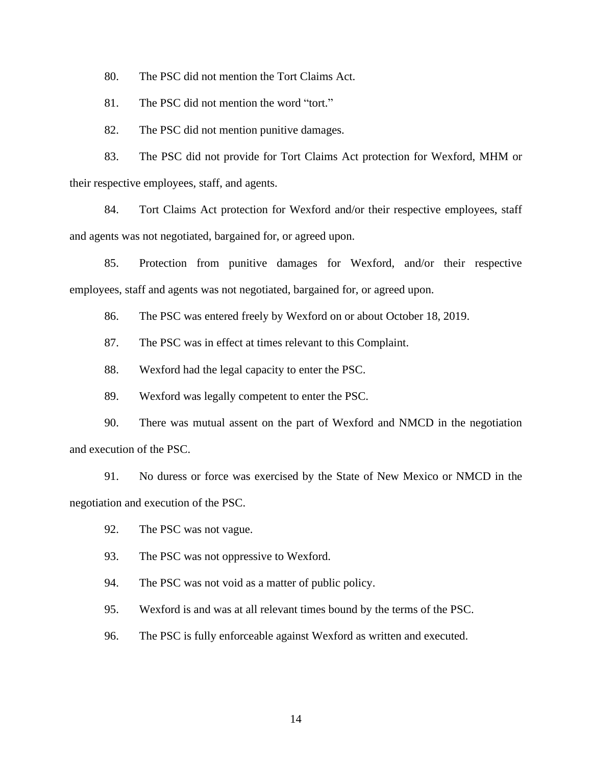80. The PSC did not mention the Tort Claims Act.

81. The PSC did not mention the word "tort."

82. The PSC did not mention punitive damages.

83. The PSC did not provide for Tort Claims Act protection for Wexford, MHM or their respective employees, staff, and agents.

84. Tort Claims Act protection for Wexford and/or their respective employees, staff and agents was not negotiated, bargained for, or agreed upon.

85. Protection from punitive damages for Wexford, and/or their respective employees, staff and agents was not negotiated, bargained for, or agreed upon.

86. The PSC was entered freely by Wexford on or about October 18, 2019.

87. The PSC was in effect at times relevant to this Complaint.

88. Wexford had the legal capacity to enter the PSC.

89. Wexford was legally competent to enter the PSC.

90. There was mutual assent on the part of Wexford and NMCD in the negotiation and execution of the PSC.

91. No duress or force was exercised by the State of New Mexico or NMCD in the negotiation and execution of the PSC.

92. The PSC was not vague.

93. The PSC was not oppressive to Wexford.

94. The PSC was not void as a matter of public policy.

95. Wexford is and was at all relevant times bound by the terms of the PSC.

96. The PSC is fully enforceable against Wexford as written and executed.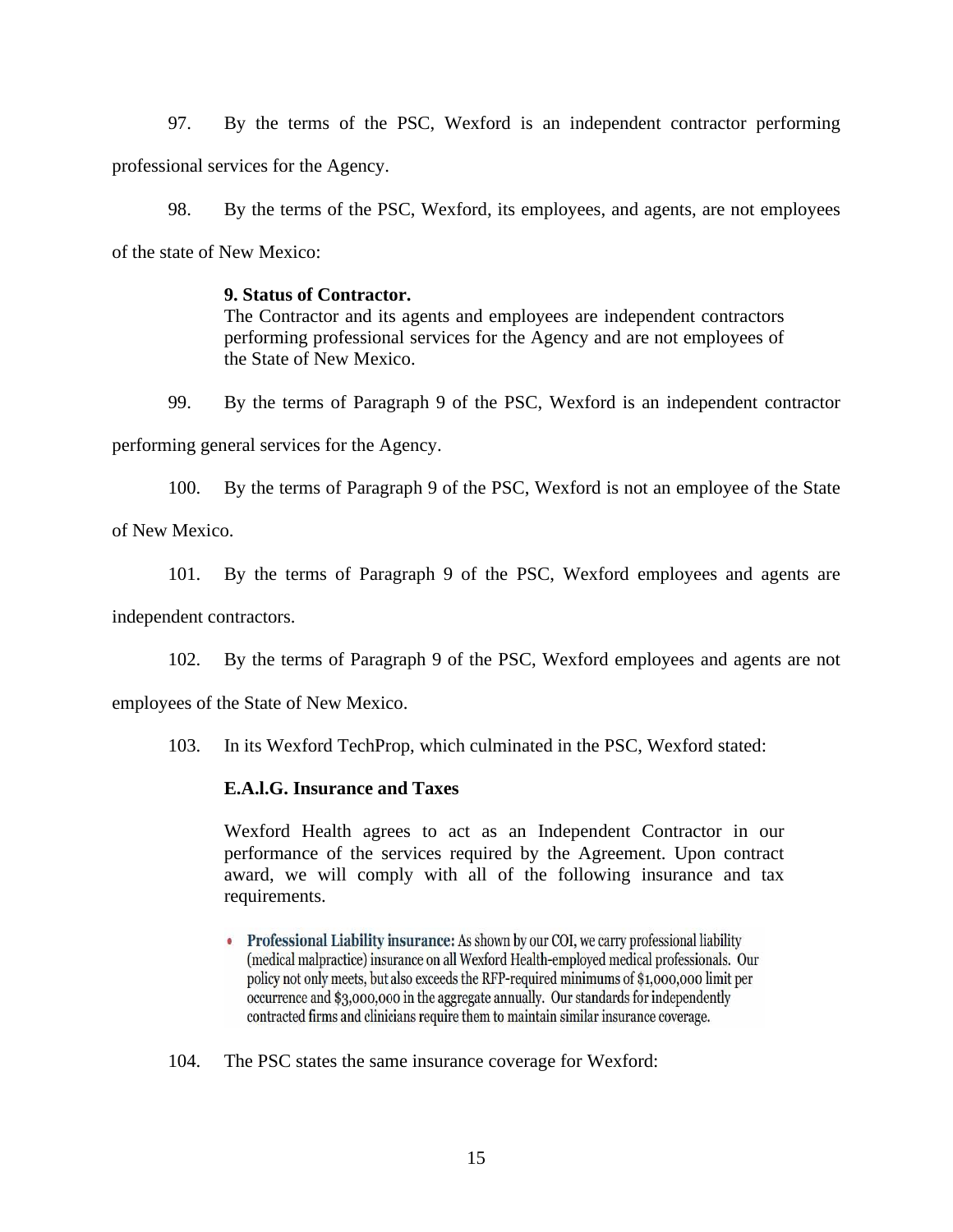97. By the terms of the PSC, Wexford is an independent contractor performing professional services for the Agency.

98. By the terms of the PSC, Wexford, its employees, and agents, are not employees of the state of New Mexico:

> **9. Status of Contractor.**
> The Contractor and its agents and employees are independent contractors performing professional services for the Agency and are not employees of the State of New Mexico.

99. By the terms of Paragraph 9 of the PSC, Wexford is an independent contractor performing general services for the Agency.

100. By the terms of Paragraph 9 of the PSC, Wexford is not an employee of the State of New Mexico.

101. By the terms of Paragraph 9 of the PSC, Wexford employees and agents are independent contractors.

102. By the terms of Paragraph 9 of the PSC, Wexford employees and agents are not employees of the State of New Mexico.

103. In its Wexford TechProp, which culminated in the PSC, Wexford stated:

> **E.A.l.G. Insurance and Taxes**
>
> Wexford Health agrees to act as an Independent Contractor in our performance of the services required by the Agreement. Upon contract award, we will comply with all of the following insurance and tax requirements.
>
> - **Professional Liability insurance:** As shown by our COI, we carry professional liability (medical malpractice) insurance on all Wexford Health-employed medical professionals. Our policy not only meets, but also exceeds the RFP-required minimums of $1,000,000 limit per occurrence and $3,000,000 in the aggregate annually. Our standards for independently contracted firms and clinicians require them to maintain similar insurance coverage.

104. The PSC states the same insurance coverage for Wexford: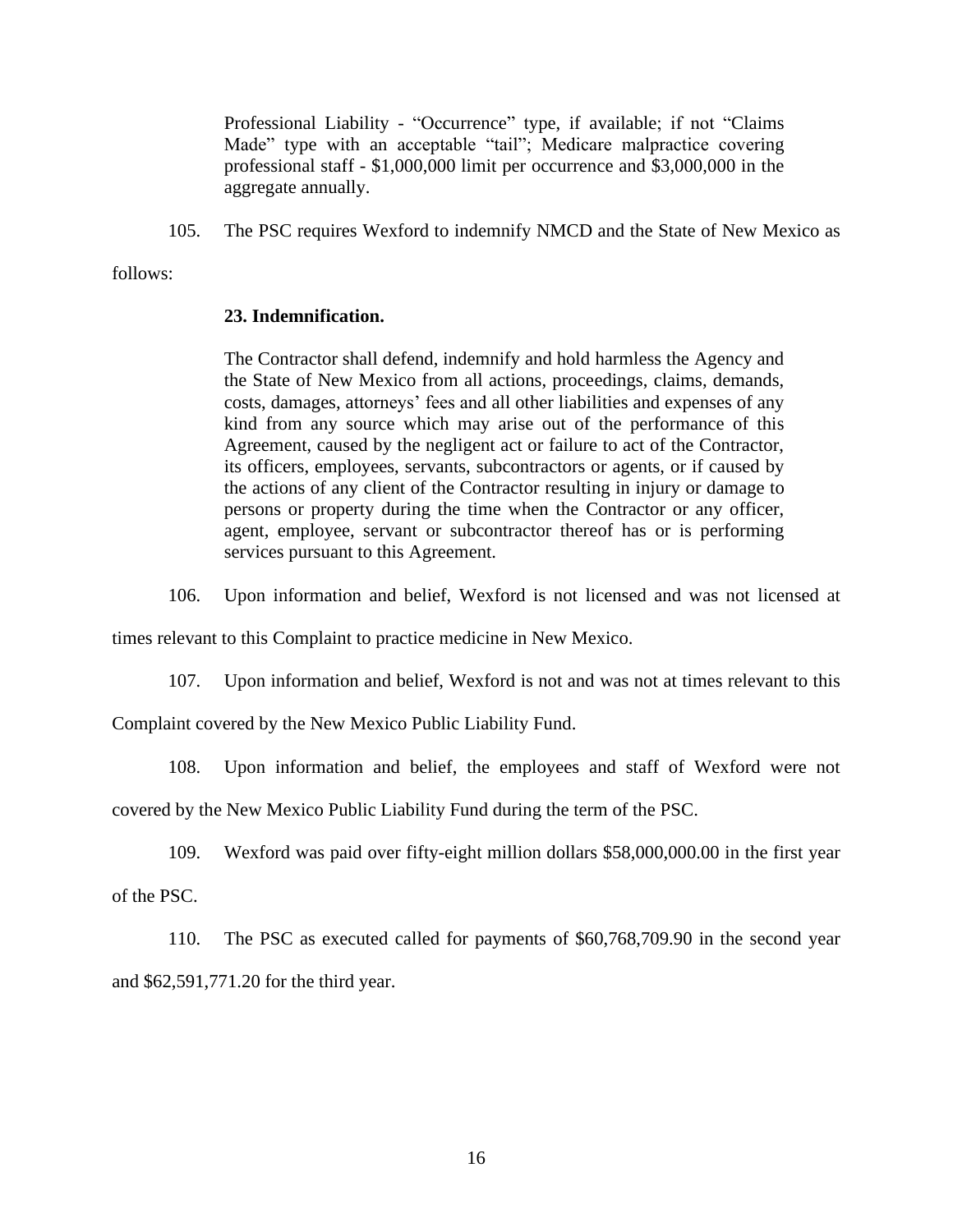> Professional Liability - "Occurrence" type, if available; if not "Claims Made" type with an acceptable "tail"; Medicare malpractice covering professional staff - $1,000,000 limit per occurrence and $3,000,000 in the aggregate annually.

105. The PSC requires Wexford to indemnify NMCD and the State of New Mexico as follows:

> **23. Indemnification.**
>
> The Contractor shall defend, indemnify and hold harmless the Agency and the State of New Mexico from all actions, proceedings, claims, demands, costs, damages, attorneys' fees and all other liabilities and expenses of any kind from any source which may arise out of the performance of this Agreement, caused by the negligent act or failure to act of the Contractor, its officers, employees, servants, subcontractors or agents, or if caused by the actions of any client of the Contractor resulting in injury or damage to persons or property during the time when the Contractor or any officer, agent, employee, servant or subcontractor thereof has or is performing services pursuant to this Agreement.

106. Upon information and belief, Wexford is not licensed and was not licensed at times relevant to this Complaint to practice medicine in New Mexico.

107. Upon information and belief, Wexford is not and was not at times relevant to this Complaint covered by the New Mexico Public Liability Fund.

108. Upon information and belief, the employees and staff of Wexford were not covered by the New Mexico Public Liability Fund during the term of the PSC.

109. Wexford was paid over fifty-eight million dollars $58,000,000.00 in the first year of the PSC.

110. The PSC as executed called for payments of $60,768,709.90 in the second year and $62,591,771.20 for the third year.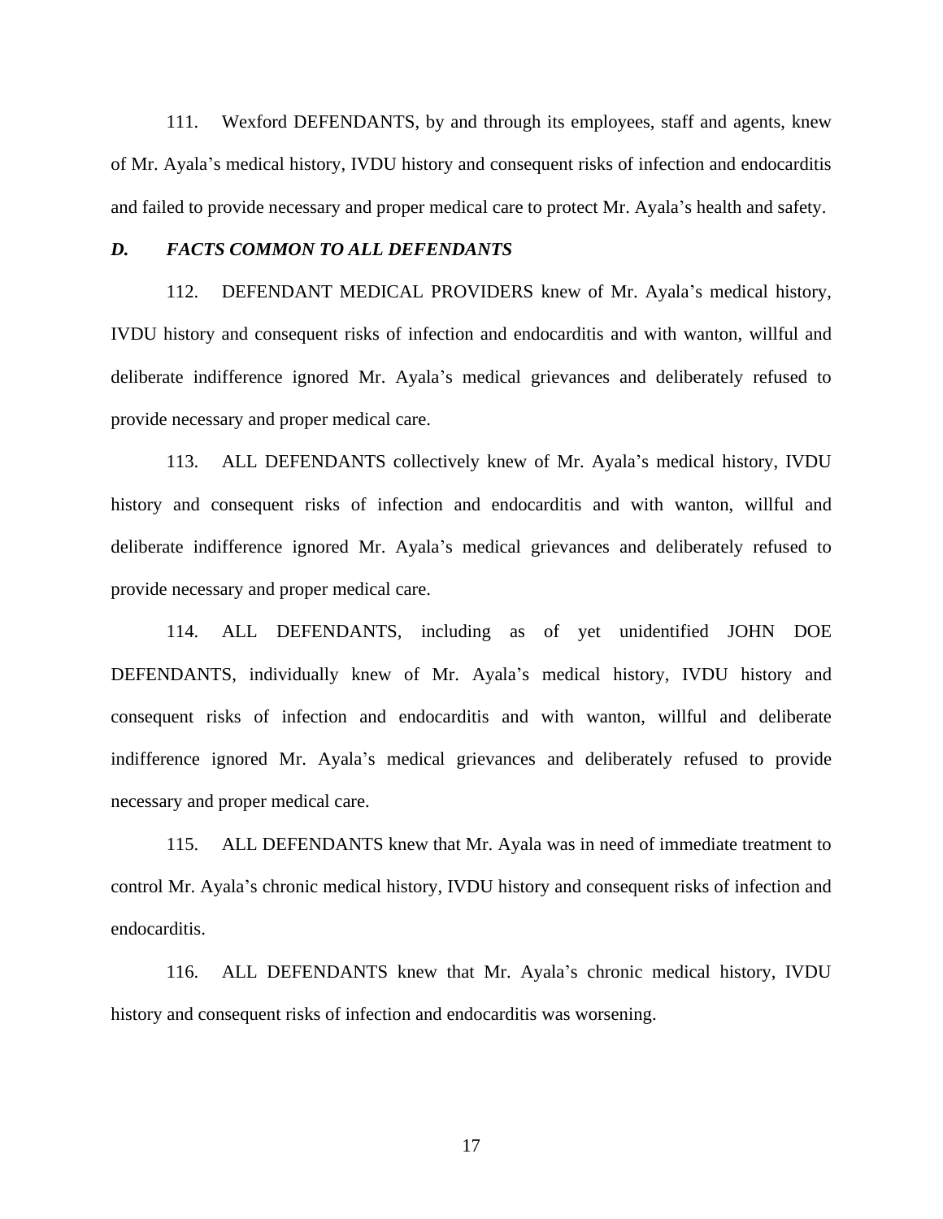111. Wexford DEFENDANTS, by and through its employees, staff and agents, knew of Mr. Ayala's medical history, IVDU history and consequent risks of infection and endocarditis and failed to provide necessary and proper medical care to protect Mr. Ayala's health and safety.

### *D. FACTS COMMON TO ALL DEFENDANTS*

112. DEFENDANT MEDICAL PROVIDERS knew of Mr. Ayala's medical history, IVDU history and consequent risks of infection and endocarditis and with wanton, willful and deliberate indifference ignored Mr. Ayala's medical grievances and deliberately refused to provide necessary and proper medical care.

113. ALL DEFENDANTS collectively knew of Mr. Ayala's medical history, IVDU history and consequent risks of infection and endocarditis and with wanton, willful and deliberate indifference ignored Mr. Ayala's medical grievances and deliberately refused to provide necessary and proper medical care.

114. ALL DEFENDANTS, including as of yet unidentified JOHN DOE DEFENDANTS, individually knew of Mr. Ayala's medical history, IVDU history and consequent risks of infection and endocarditis and with wanton, willful and deliberate indifference ignored Mr. Ayala's medical grievances and deliberately refused to provide necessary and proper medical care.

115. ALL DEFENDANTS knew that Mr. Ayala was in need of immediate treatment to control Mr. Ayala's chronic medical history, IVDU history and consequent risks of infection and endocarditis.

116. ALL DEFENDANTS knew that Mr. Ayala's chronic medical history, IVDU history and consequent risks of infection and endocarditis was worsening.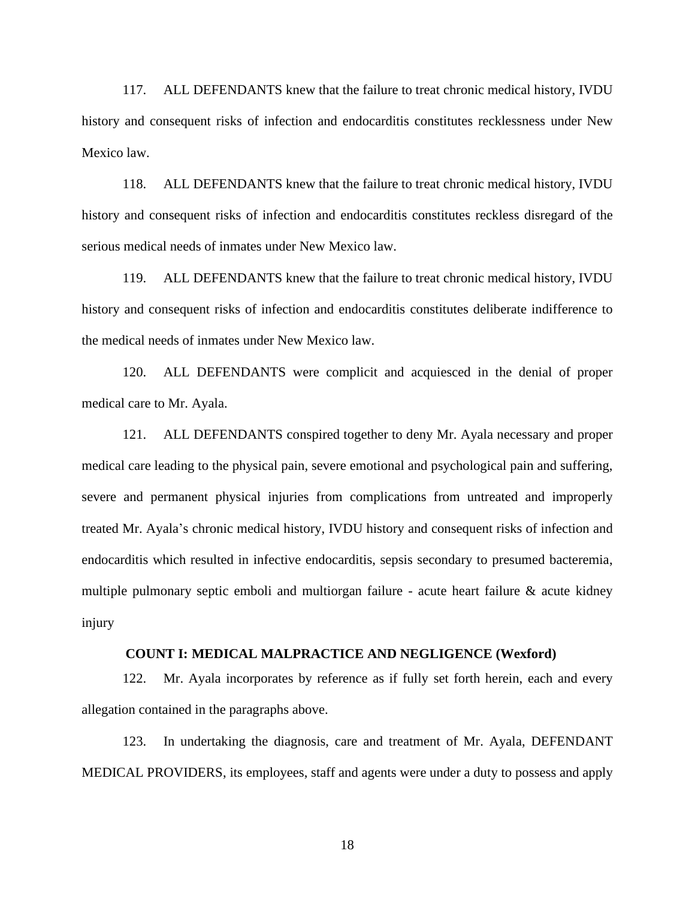117. ALL DEFENDANTS knew that the failure to treat chronic medical history, IVDU history and consequent risks of infection and endocarditis constitutes recklessness under New Mexico law.

118. ALL DEFENDANTS knew that the failure to treat chronic medical history, IVDU history and consequent risks of infection and endocarditis constitutes reckless disregard of the serious medical needs of inmates under New Mexico law.

119. ALL DEFENDANTS knew that the failure to treat chronic medical history, IVDU history and consequent risks of infection and endocarditis constitutes deliberate indifference to the medical needs of inmates under New Mexico law.

120. ALL DEFENDANTS were complicit and acquiesced in the denial of proper medical care to Mr. Ayala.

121. ALL DEFENDANTS conspired together to deny Mr. Ayala necessary and proper medical care leading to the physical pain, severe emotional and psychological pain and suffering, severe and permanent physical injuries from complications from untreated and improperly treated Mr. Ayala's chronic medical history, IVDU history and consequent risks of infection and endocarditis which resulted in infective endocarditis, sepsis secondary to presumed bacteremia, multiple pulmonary septic emboli and multiorgan failure - acute heart failure & acute kidney injury

**COUNT I: MEDICAL MALPRACTICE AND NEGLIGENCE (Wexford)**

122. Mr. Ayala incorporates by reference as if fully set forth herein, each and every allegation contained in the paragraphs above.

123. In undertaking the diagnosis, care and treatment of Mr. Ayala, DEFENDANT MEDICAL PROVIDERS, its employees, staff and agents were under a duty to possess and apply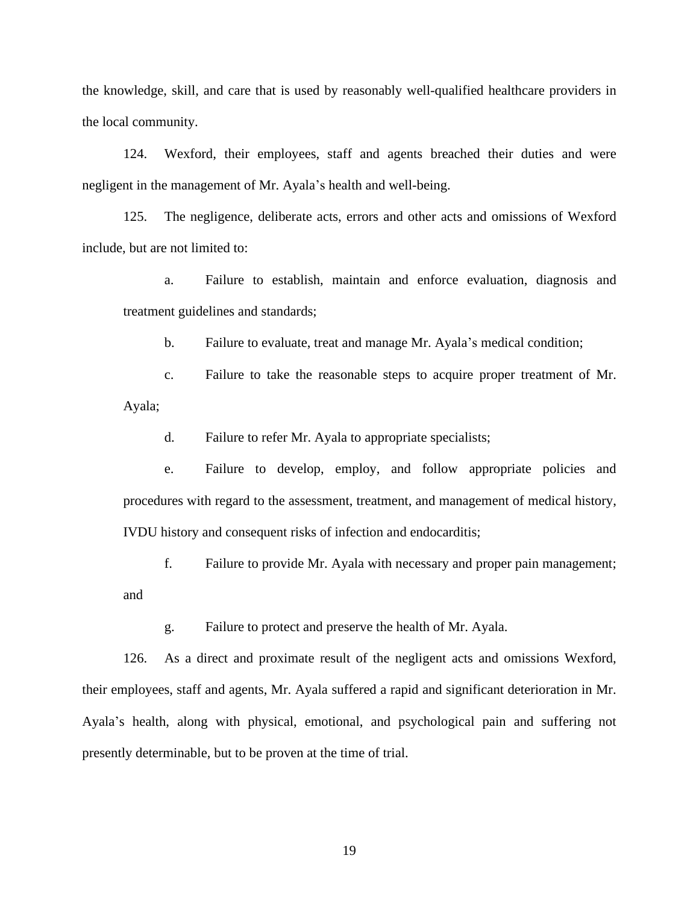the knowledge, skill, and care that is used by reasonably well-qualified healthcare providers in the local community.

124. Wexford, their employees, staff and agents breached their duties and were negligent in the management of Mr. Ayala's health and well-being.

125. The negligence, deliberate acts, errors and other acts and omissions of Wexford include, but are not limited to:

a. Failure to establish, maintain and enforce evaluation, diagnosis and treatment guidelines and standards;

b. Failure to evaluate, treat and manage Mr. Ayala's medical condition;

c. Failure to take the reasonable steps to acquire proper treatment of Mr. Ayala;

d. Failure to refer Mr. Ayala to appropriate specialists;

e. Failure to develop, employ, and follow appropriate policies and procedures with regard to the assessment, treatment, and management of medical history, IVDU history and consequent risks of infection and endocarditis;

f. Failure to provide Mr. Ayala with necessary and proper pain management; and

g. Failure to protect and preserve the health of Mr. Ayala.

126. As a direct and proximate result of the negligent acts and omissions Wexford, their employees, staff and agents, Mr. Ayala suffered a rapid and significant deterioration in Mr. Ayala's health, along with physical, emotional, and psychological pain and suffering not presently determinable, but to be proven at the time of trial.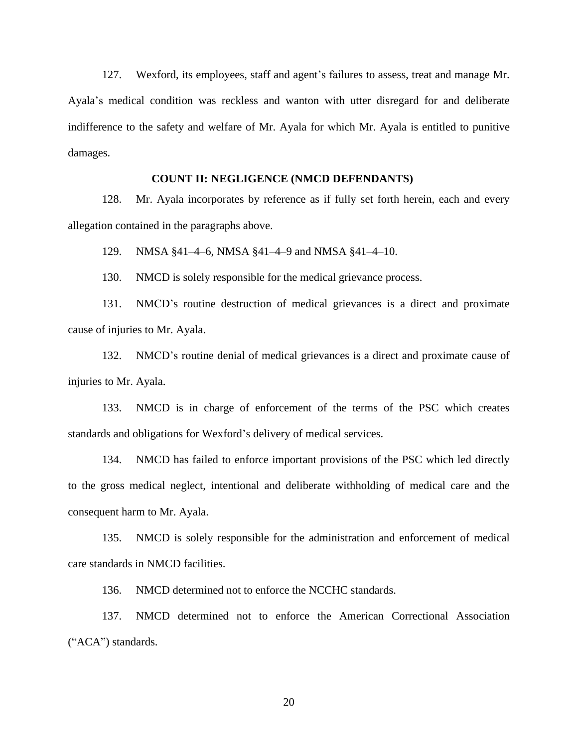127. Wexford, its employees, staff and agent's failures to assess, treat and manage Mr. Ayala's medical condition was reckless and wanton with utter disregard for and deliberate indifference to the safety and welfare of Mr. Ayala for which Mr. Ayala is entitled to punitive damages.

**COUNT II: NEGLIGENCE (NMCD DEFENDANTS)**

128. Mr. Ayala incorporates by reference as if fully set forth herein, each and every allegation contained in the paragraphs above.

129. NMSA §41–4–6, NMSA §41–4–9 and NMSA §41–4–10.

130. NMCD is solely responsible for the medical grievance process.

131. NMCD's routine destruction of medical grievances is a direct and proximate cause of injuries to Mr. Ayala.

132. NMCD's routine denial of medical grievances is a direct and proximate cause of injuries to Mr. Ayala.

133. NMCD is in charge of enforcement of the terms of the PSC which creates standards and obligations for Wexford's delivery of medical services.

134. NMCD has failed to enforce important provisions of the PSC which led directly to the gross medical neglect, intentional and deliberate withholding of medical care and the consequent harm to Mr. Ayala.

135. NMCD is solely responsible for the administration and enforcement of medical care standards in NMCD facilities.

136. NMCD determined not to enforce the NCCHC standards.

137. NMCD determined not to enforce the American Correctional Association ("ACA") standards.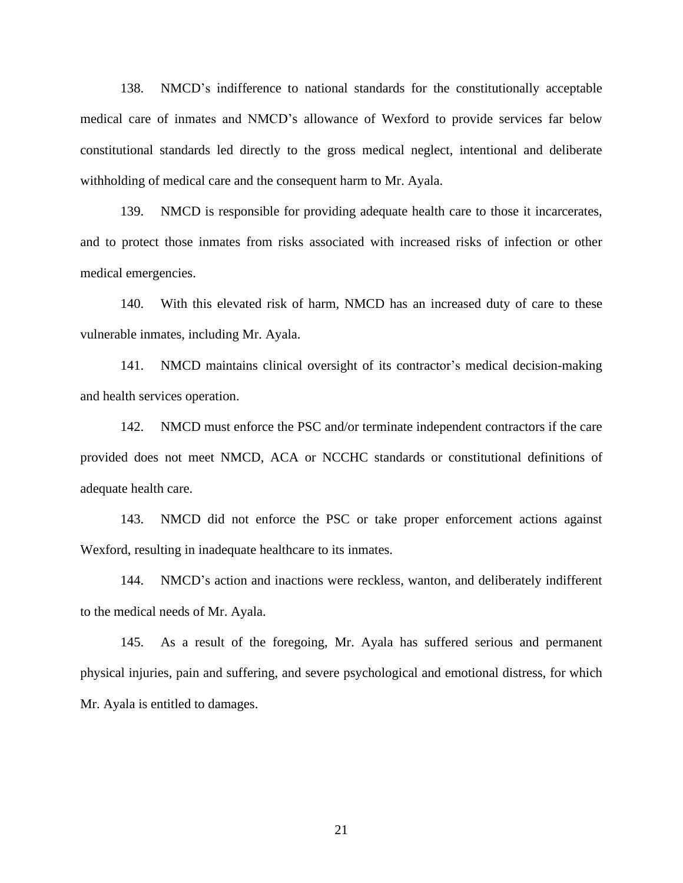138. NMCD's indifference to national standards for the constitutionally acceptable medical care of inmates and NMCD's allowance of Wexford to provide services far below constitutional standards led directly to the gross medical neglect, intentional and deliberate withholding of medical care and the consequent harm to Mr. Ayala.

139. NMCD is responsible for providing adequate health care to those it incarcerates, and to protect those inmates from risks associated with increased risks of infection or other medical emergencies.

140. With this elevated risk of harm, NMCD has an increased duty of care to these vulnerable inmates, including Mr. Ayala.

141. NMCD maintains clinical oversight of its contractor's medical decision-making and health services operation.

142. NMCD must enforce the PSC and/or terminate independent contractors if the care provided does not meet NMCD, ACA or NCCHC standards or constitutional definitions of adequate health care.

143. NMCD did not enforce the PSC or take proper enforcement actions against Wexford, resulting in inadequate healthcare to its inmates.

144. NMCD's action and inactions were reckless, wanton, and deliberately indifferent to the medical needs of Mr. Ayala.

145. As a result of the foregoing, Mr. Ayala has suffered serious and permanent physical injuries, pain and suffering, and severe psychological and emotional distress, for which Mr. Ayala is entitled to damages.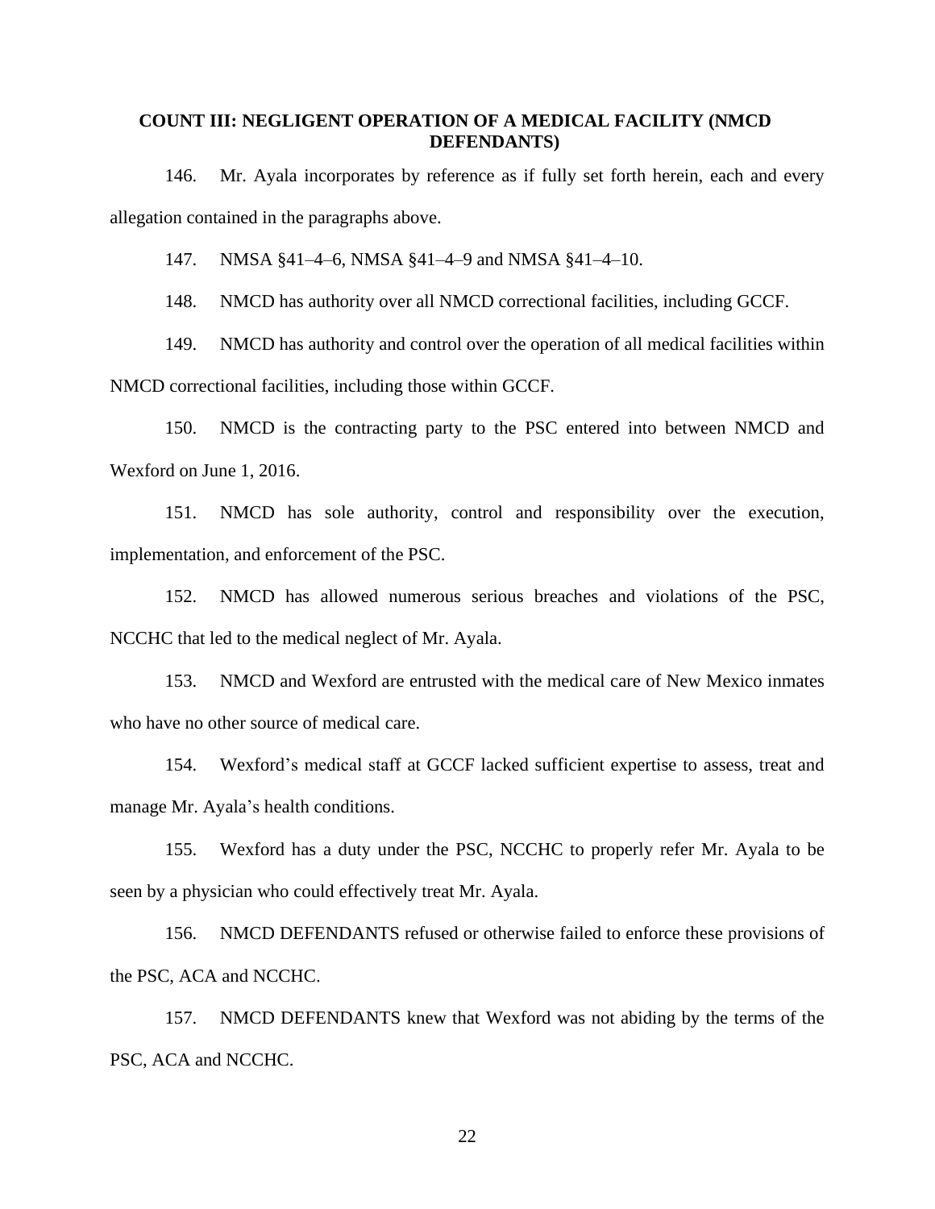## COUNT III: NEGLIGENT OPERATION OF A MEDICAL FACILITY (NMCD DEFENDANTS)

146. Mr. Ayala incorporates by reference as if fully set forth herein, each and every allegation contained in the paragraphs above.

147. NMSA §41–4–6, NMSA §41–4–9 and NMSA §41–4–10.

148. NMCD has authority over all NMCD correctional facilities, including GCCF.

149. NMCD has authority and control over the operation of all medical facilities within NMCD correctional facilities, including those within GCCF.

150. NMCD is the contracting party to the PSC entered into between NMCD and Wexford on June 1, 2016.

151. NMCD has sole authority, control and responsibility over the execution, implementation, and enforcement of the PSC.

152. NMCD has allowed numerous serious breaches and violations of the PSC, NCCHC that led to the medical neglect of Mr. Ayala.

153. NMCD and Wexford are entrusted with the medical care of New Mexico inmates who have no other source of medical care.

154. Wexford's medical staff at GCCF lacked sufficient expertise to assess, treat and manage Mr. Ayala's health conditions.

155. Wexford has a duty under the PSC, NCCHC to properly refer Mr. Ayala to be seen by a physician who could effectively treat Mr. Ayala.

156. NMCD DEFENDANTS refused or otherwise failed to enforce these provisions of the PSC, ACA and NCCHC.

157. NMCD DEFENDANTS knew that Wexford was not abiding by the terms of the PSC, ACA and NCCHC.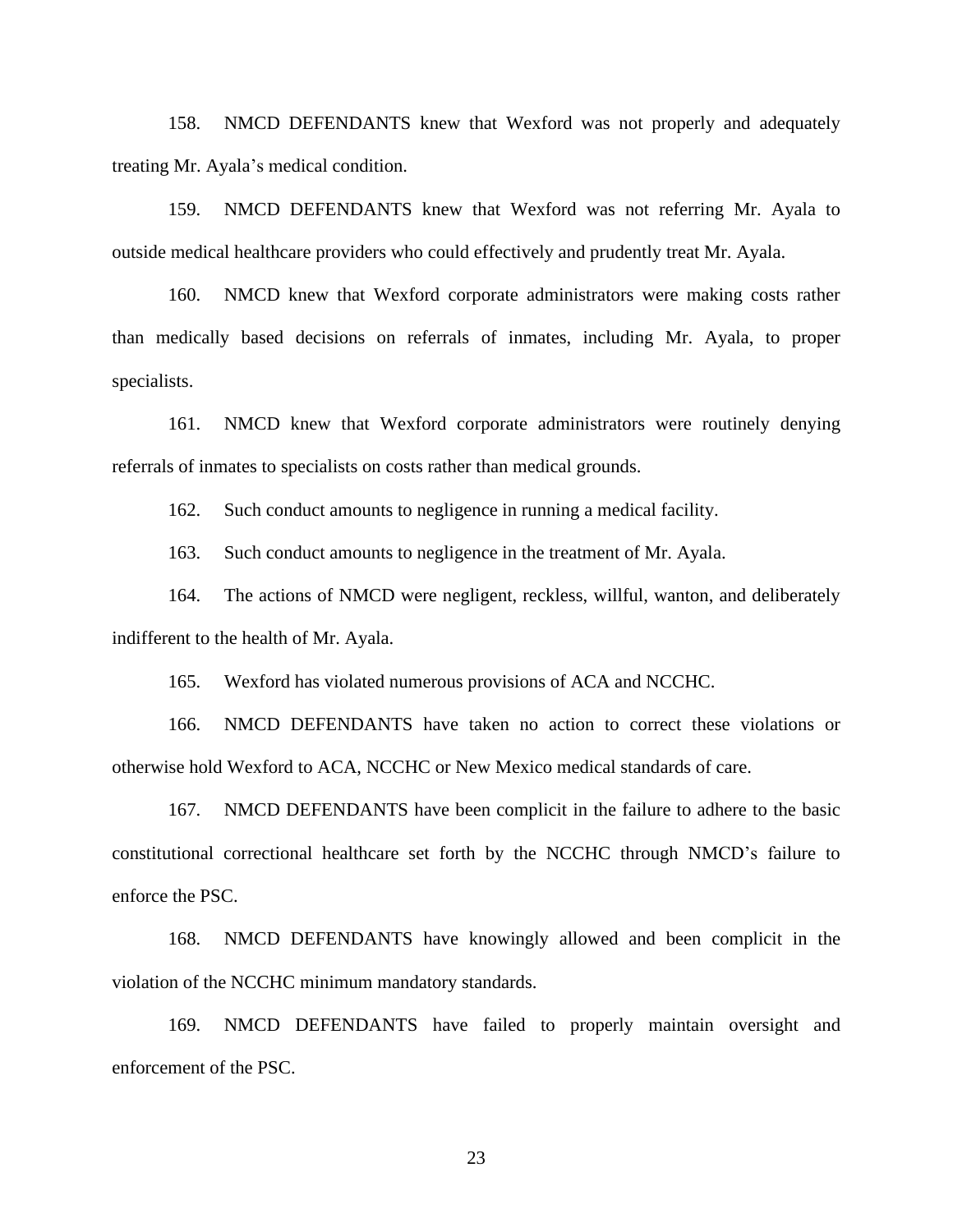158. NMCD DEFENDANTS knew that Wexford was not properly and adequately treating Mr. Ayala's medical condition.

159. NMCD DEFENDANTS knew that Wexford was not referring Mr. Ayala to outside medical healthcare providers who could effectively and prudently treat Mr. Ayala.

160. NMCD knew that Wexford corporate administrators were making costs rather than medically based decisions on referrals of inmates, including Mr. Ayala, to proper specialists.

161. NMCD knew that Wexford corporate administrators were routinely denying referrals of inmates to specialists on costs rather than medical grounds.

162. Such conduct amounts to negligence in running a medical facility.

163. Such conduct amounts to negligence in the treatment of Mr. Ayala.

164. The actions of NMCD were negligent, reckless, willful, wanton, and deliberately indifferent to the health of Mr. Ayala.

165. Wexford has violated numerous provisions of ACA and NCCHC.

166. NMCD DEFENDANTS have taken no action to correct these violations or otherwise hold Wexford to ACA, NCCHC or New Mexico medical standards of care.

167. NMCD DEFENDANTS have been complicit in the failure to adhere to the basic constitutional correctional healthcare set forth by the NCCHC through NMCD's failure to enforce the PSC.

168. NMCD DEFENDANTS have knowingly allowed and been complicit in the violation of the NCCHC minimum mandatory standards.

169. NMCD DEFENDANTS have failed to properly maintain oversight and enforcement of the PSC.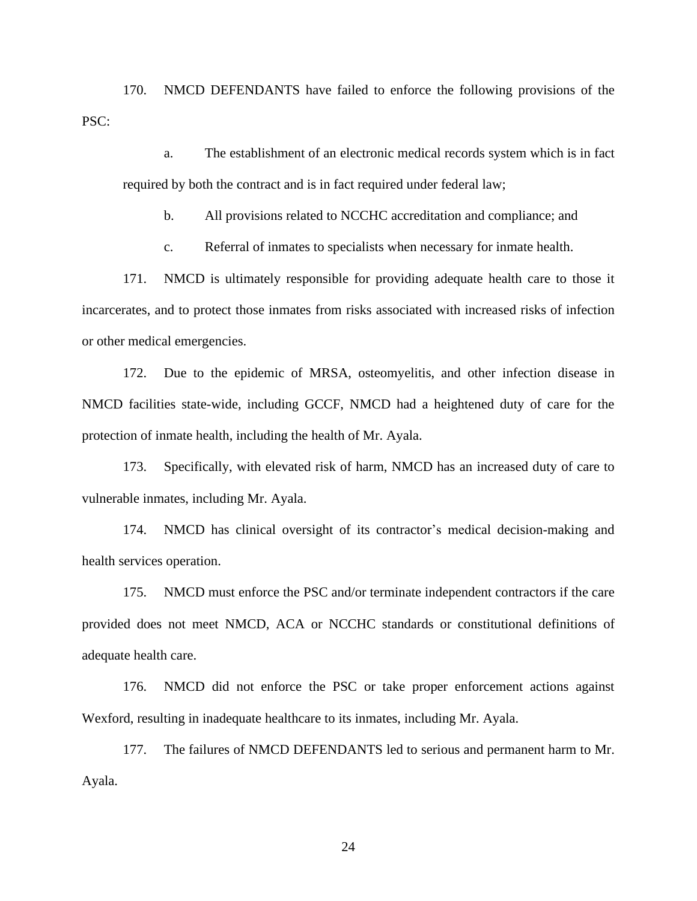170. NMCD DEFENDANTS have failed to enforce the following provisions of the PSC:

a. The establishment of an electronic medical records system which is in fact required by both the contract and is in fact required under federal law;

b. All provisions related to NCCHC accreditation and compliance; and

c. Referral of inmates to specialists when necessary for inmate health.

171. NMCD is ultimately responsible for providing adequate health care to those it incarcerates, and to protect those inmates from risks associated with increased risks of infection or other medical emergencies.

172. Due to the epidemic of MRSA, osteomyelitis, and other infection disease in NMCD facilities state-wide, including GCCF, NMCD had a heightened duty of care for the protection of inmate health, including the health of Mr. Ayala.

173. Specifically, with elevated risk of harm, NMCD has an increased duty of care to vulnerable inmates, including Mr. Ayala.

174. NMCD has clinical oversight of its contractor's medical decision-making and health services operation.

175. NMCD must enforce the PSC and/or terminate independent contractors if the care provided does not meet NMCD, ACA or NCCHC standards or constitutional definitions of adequate health care.

176. NMCD did not enforce the PSC or take proper enforcement actions against Wexford, resulting in inadequate healthcare to its inmates, including Mr. Ayala.

177. The failures of NMCD DEFENDANTS led to serious and permanent harm to Mr. Ayala.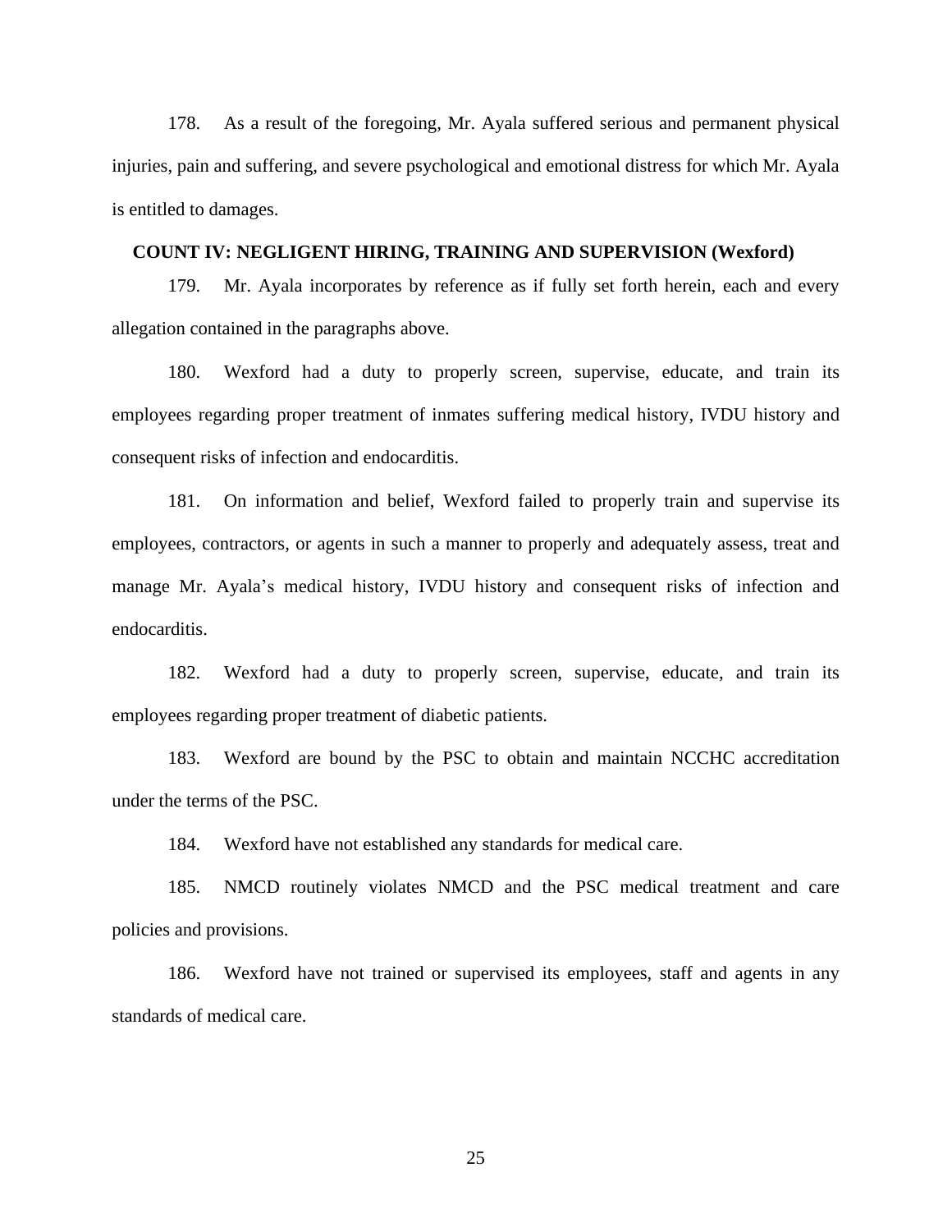178. As a result of the foregoing, Mr. Ayala suffered serious and permanent physical injuries, pain and suffering, and severe psychological and emotional distress for which Mr. Ayala is entitled to damages.

## COUNT IV: NEGLIGENT HIRING, TRAINING AND SUPERVISION (Wexford)

179. Mr. Ayala incorporates by reference as if fully set forth herein, each and every allegation contained in the paragraphs above.

180. Wexford had a duty to properly screen, supervise, educate, and train its employees regarding proper treatment of inmates suffering medical history, IVDU history and consequent risks of infection and endocarditis.

181. On information and belief, Wexford failed to properly train and supervise its employees, contractors, or agents in such a manner to properly and adequately assess, treat and manage Mr. Ayala's medical history, IVDU history and consequent risks of infection and endocarditis.

182. Wexford had a duty to properly screen, supervise, educate, and train its employees regarding proper treatment of diabetic patients.

183. Wexford are bound by the PSC to obtain and maintain NCCHC accreditation under the terms of the PSC.

184. Wexford have not established any standards for medical care.

185. NMCD routinely violates NMCD and the PSC medical treatment and care policies and provisions.

186. Wexford have not trained or supervised its employees, staff and agents in any standards of medical care.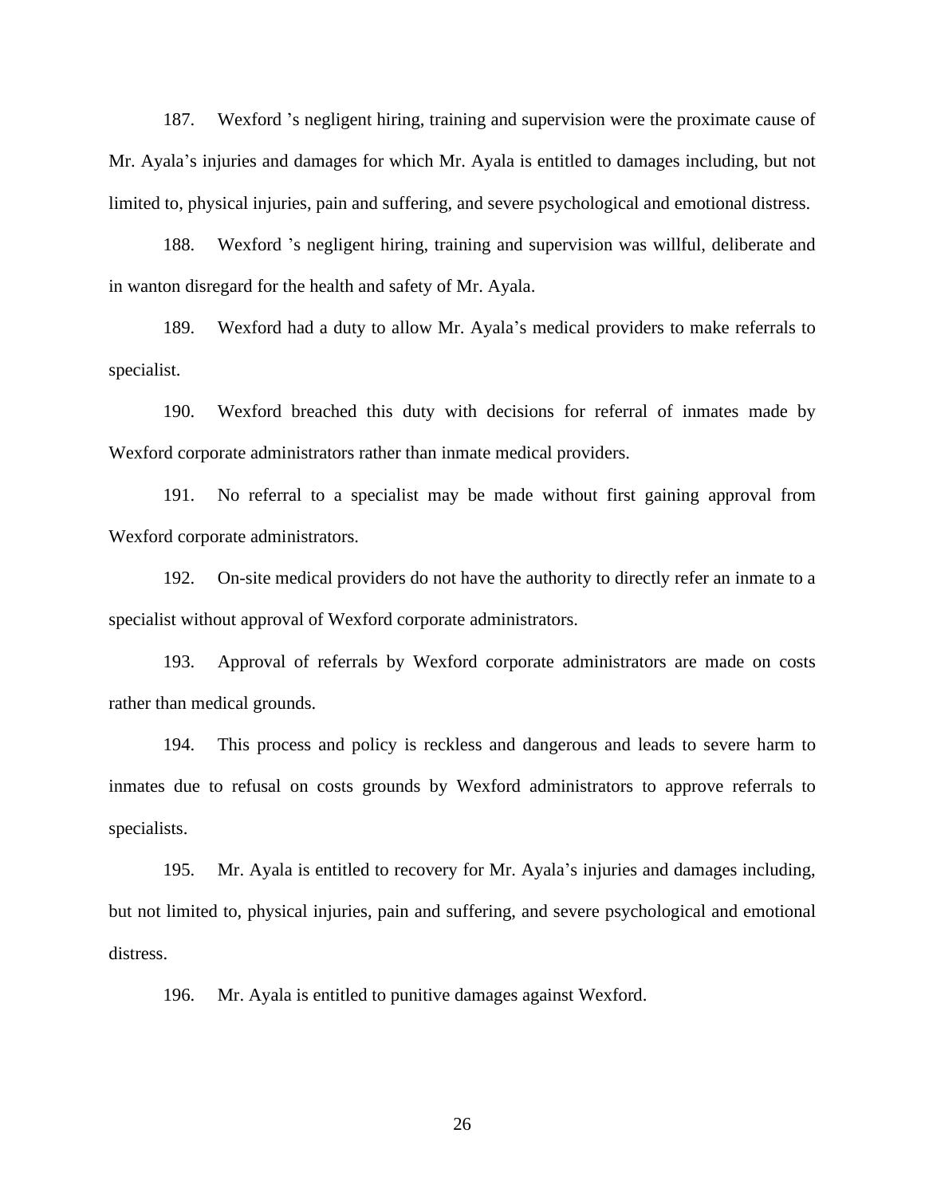187. Wexford 's negligent hiring, training and supervision were the proximate cause of Mr. Ayala's injuries and damages for which Mr. Ayala is entitled to damages including, but not limited to, physical injuries, pain and suffering, and severe psychological and emotional distress.

188. Wexford 's negligent hiring, training and supervision was willful, deliberate and in wanton disregard for the health and safety of Mr. Ayala.

189. Wexford had a duty to allow Mr. Ayala's medical providers to make referrals to specialist.

190. Wexford breached this duty with decisions for referral of inmates made by Wexford corporate administrators rather than inmate medical providers.

191. No referral to a specialist may be made without first gaining approval from Wexford corporate administrators.

192. On-site medical providers do not have the authority to directly refer an inmate to a specialist without approval of Wexford corporate administrators.

193. Approval of referrals by Wexford corporate administrators are made on costs rather than medical grounds.

194. This process and policy is reckless and dangerous and leads to severe harm to inmates due to refusal on costs grounds by Wexford administrators to approve referrals to specialists.

195. Mr. Ayala is entitled to recovery for Mr. Ayala's injuries and damages including, but not limited to, physical injuries, pain and suffering, and severe psychological and emotional distress.

196. Mr. Ayala is entitled to punitive damages against Wexford.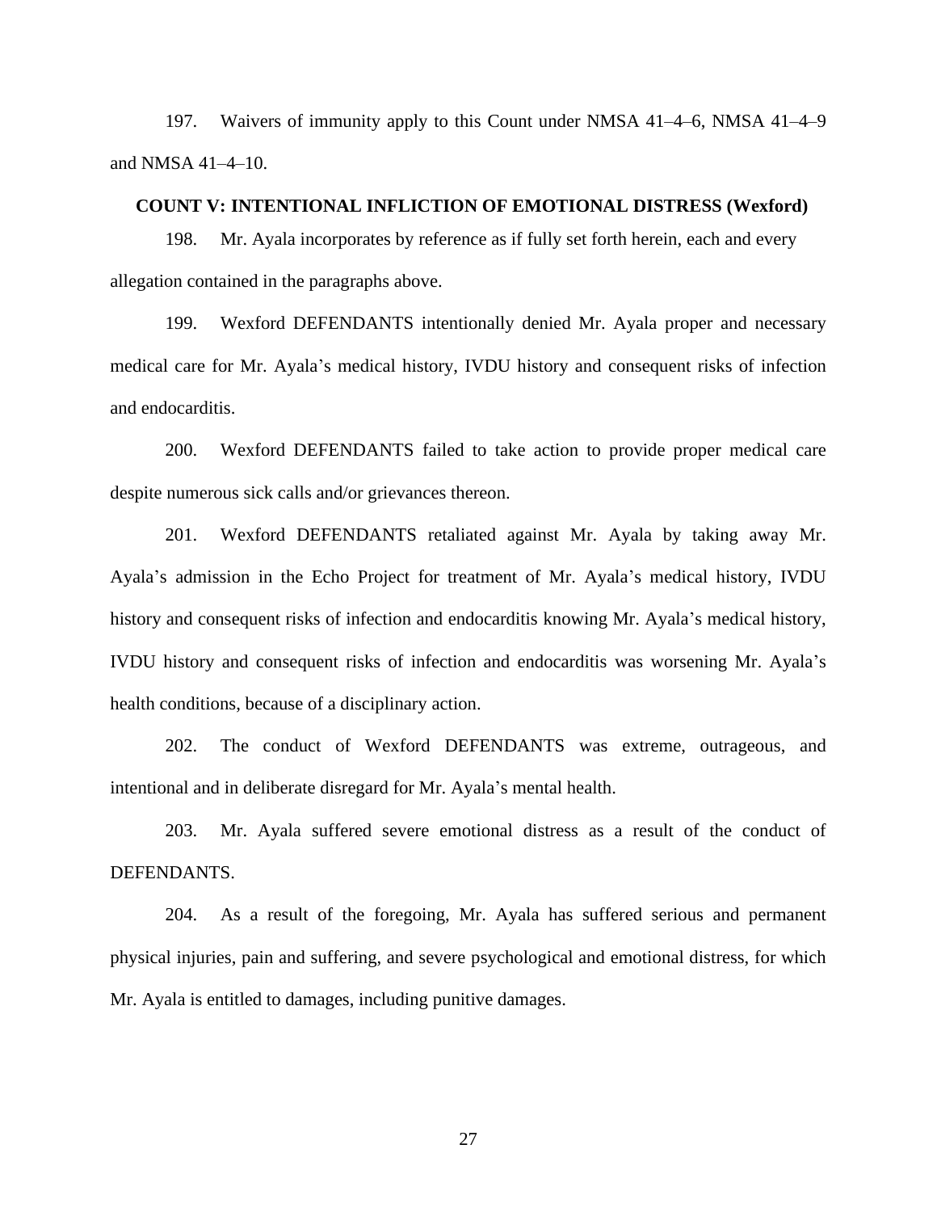197. Waivers of immunity apply to this Count under NMSA 41–4–6, NMSA 41–4–9 and NMSA 41–4–10.

**COUNT V: INTENTIONAL INFLICTION OF EMOTIONAL DISTRESS (Wexford)**

198. Mr. Ayala incorporates by reference as if fully set forth herein, each and every allegation contained in the paragraphs above.

199. Wexford DEFENDANTS intentionally denied Mr. Ayala proper and necessary medical care for Mr. Ayala's medical history, IVDU history and consequent risks of infection and endocarditis.

200. Wexford DEFENDANTS failed to take action to provide proper medical care despite numerous sick calls and/or grievances thereon.

201. Wexford DEFENDANTS retaliated against Mr. Ayala by taking away Mr. Ayala's admission in the Echo Project for treatment of Mr. Ayala's medical history, IVDU history and consequent risks of infection and endocarditis knowing Mr. Ayala's medical history, IVDU history and consequent risks of infection and endocarditis was worsening Mr. Ayala's health conditions, because of a disciplinary action.

202. The conduct of Wexford DEFENDANTS was extreme, outrageous, and intentional and in deliberate disregard for Mr. Ayala's mental health.

203. Mr. Ayala suffered severe emotional distress as a result of the conduct of DEFENDANTS.

204. As a result of the foregoing, Mr. Ayala has suffered serious and permanent physical injuries, pain and suffering, and severe psychological and emotional distress, for which Mr. Ayala is entitled to damages, including punitive damages.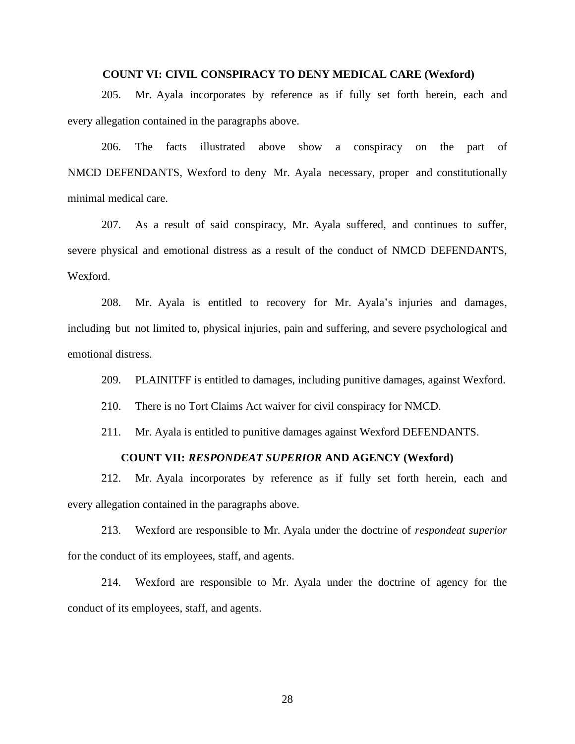### COUNT VI: CIVIL CONSPIRACY TO DENY MEDICAL CARE (Wexford)

205. Mr. Ayala incorporates by reference as if fully set forth herein, each and every allegation contained in the paragraphs above.

206. The facts illustrated above show a conspiracy on the part of NMCD DEFENDANTS, Wexford to deny Mr. Ayala necessary, proper and constitutionally minimal medical care.

207. As a result of said conspiracy, Mr. Ayala suffered, and continues to suffer, severe physical and emotional distress as a result of the conduct of NMCD DEFENDANTS, Wexford.

208. Mr. Ayala is entitled to recovery for Mr. Ayala's injuries and damages, including but not limited to, physical injuries, pain and suffering, and severe psychological and emotional distress.

209. PLAINITFF is entitled to damages, including punitive damages, against Wexford.

210. There is no Tort Claims Act waiver for civil conspiracy for NMCD.

211. Mr. Ayala is entitled to punitive damages against Wexford DEFENDANTS.

### COUNT VII: *RESPONDEAT SUPERIOR* AND AGENCY (Wexford)

212. Mr. Ayala incorporates by reference as if fully set forth herein, each and every allegation contained in the paragraphs above.

213. Wexford are responsible to Mr. Ayala under the doctrine of *respondeat superior* for the conduct of its employees, staff, and agents.

214. Wexford are responsible to Mr. Ayala under the doctrine of agency for the conduct of its employees, staff, and agents.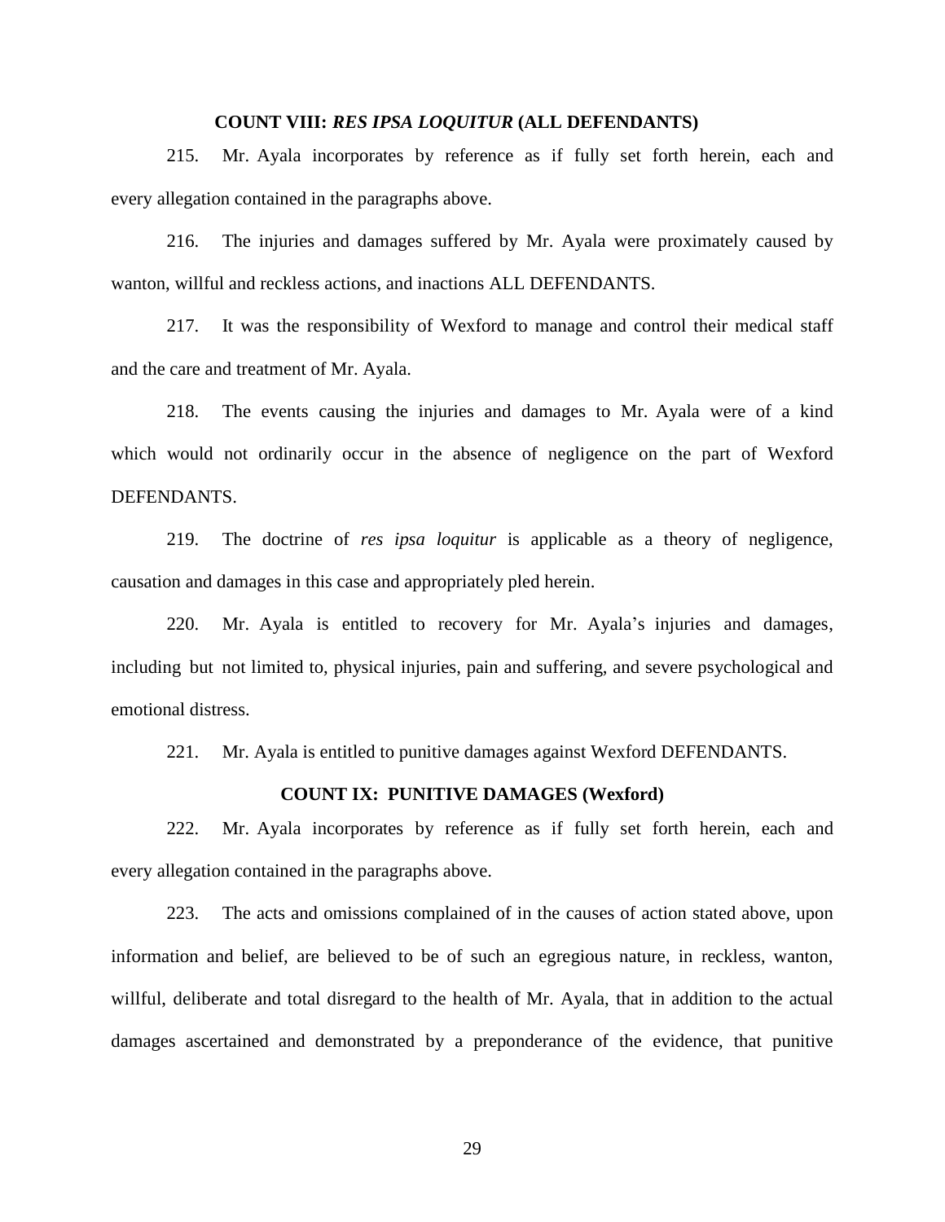**COUNT VIII: *RES IPSA LOQUITUR* (ALL DEFENDANTS)**

215. Mr. Ayala incorporates by reference as if fully set forth herein, each and every allegation contained in the paragraphs above.

216. The injuries and damages suffered by Mr. Ayala were proximately caused by wanton, willful and reckless actions, and inactions ALL DEFENDANTS.

217. It was the responsibility of Wexford to manage and control their medical staff and the care and treatment of Mr. Ayala.

218. The events causing the injuries and damages to Mr. Ayala were of a kind which would not ordinarily occur in the absence of negligence on the part of Wexford DEFENDANTS.

219. The doctrine of *res ipsa loquitur* is applicable as a theory of negligence, causation and damages in this case and appropriately pled herein.

220. Mr. Ayala is entitled to recovery for Mr. Ayala's injuries and damages, including but not limited to, physical injuries, pain and suffering, and severe psychological and emotional distress.

221. Mr. Ayala is entitled to punitive damages against Wexford DEFENDANTS.

**COUNT IX: PUNITIVE DAMAGES (Wexford)**

222. Mr. Ayala incorporates by reference as if fully set forth herein, each and every allegation contained in the paragraphs above.

223. The acts and omissions complained of in the causes of action stated above, upon information and belief, are believed to be of such an egregious nature, in reckless, wanton, willful, deliberate and total disregard to the health of Mr. Ayala, that in addition to the actual damages ascertained and demonstrated by a preponderance of the evidence, that punitive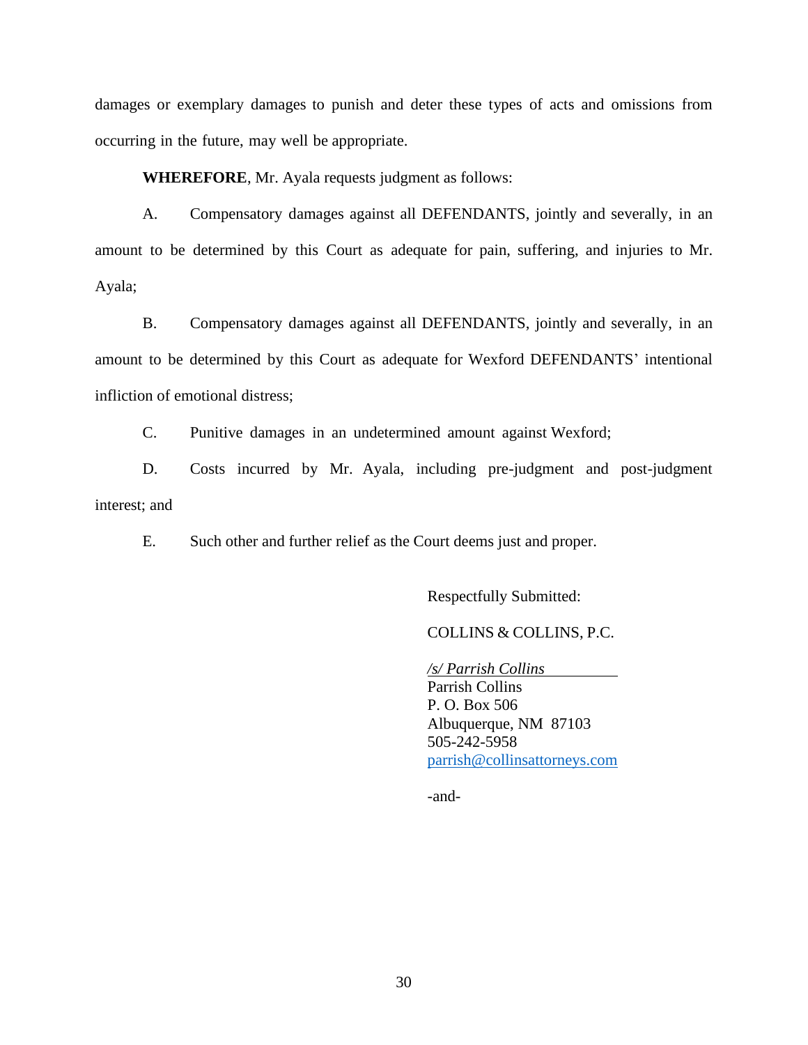damages or exemplary damages to punish and deter these types of acts and omissions from occurring in the future, may well be appropriate.

**WHEREFORE**, Mr. Ayala requests judgment as follows:

A. Compensatory damages against all DEFENDANTS, jointly and severally, in an amount to be determined by this Court as adequate for pain, suffering, and injuries to Mr. Ayala;

B. Compensatory damages against all DEFENDANTS, jointly and severally, in an amount to be determined by this Court as adequate for Wexford DEFENDANTS' intentional infliction of emotional distress;

C. Punitive damages in an undetermined amount against Wexford;

D. Costs incurred by Mr. Ayala, including pre-judgment and post-judgment interest; and

E. Such other and further relief as the Court deems just and proper.

Respectfully Submitted:

COLLINS & COLLINS, P.C.

*/s/ Parrish Collins*
Parrish Collins
P. O. Box 506
Albuquerque, NM 87103
505-242-5958
parrish@collinsattorneys.com

-and-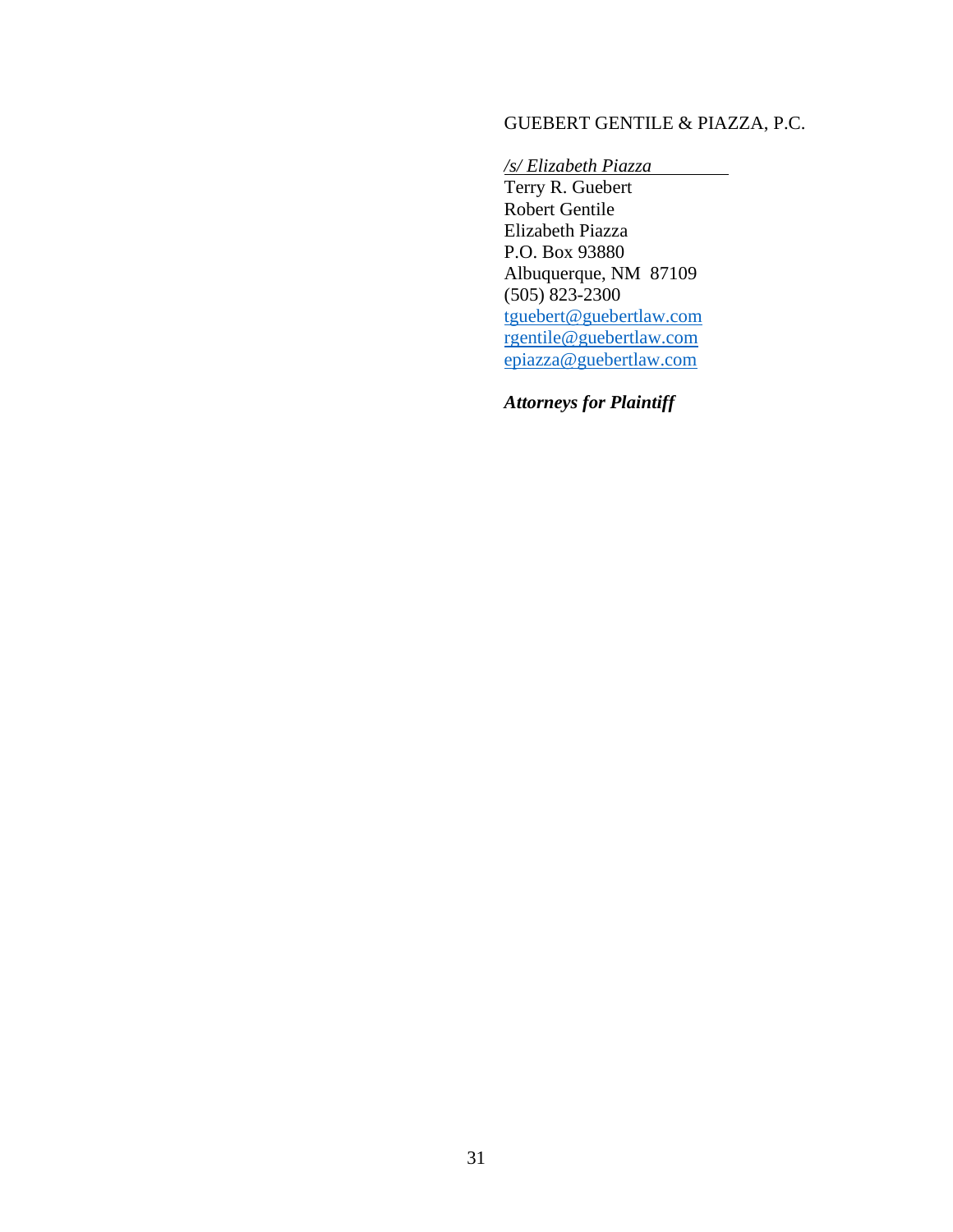GUEBERT GENTILE & PIAZZA, P.C.

*/s/ Elizabeth Piazza*
Terry R. Guebert
Robert Gentile
Elizabeth Piazza
P.O. Box 93880
Albuquerque, NM 87109
(505) 823-2300
tguebert@guebertlaw.com
rgentile@guebertlaw.com
epiazza@guebertlaw.com

***Attorneys for Plaintiff***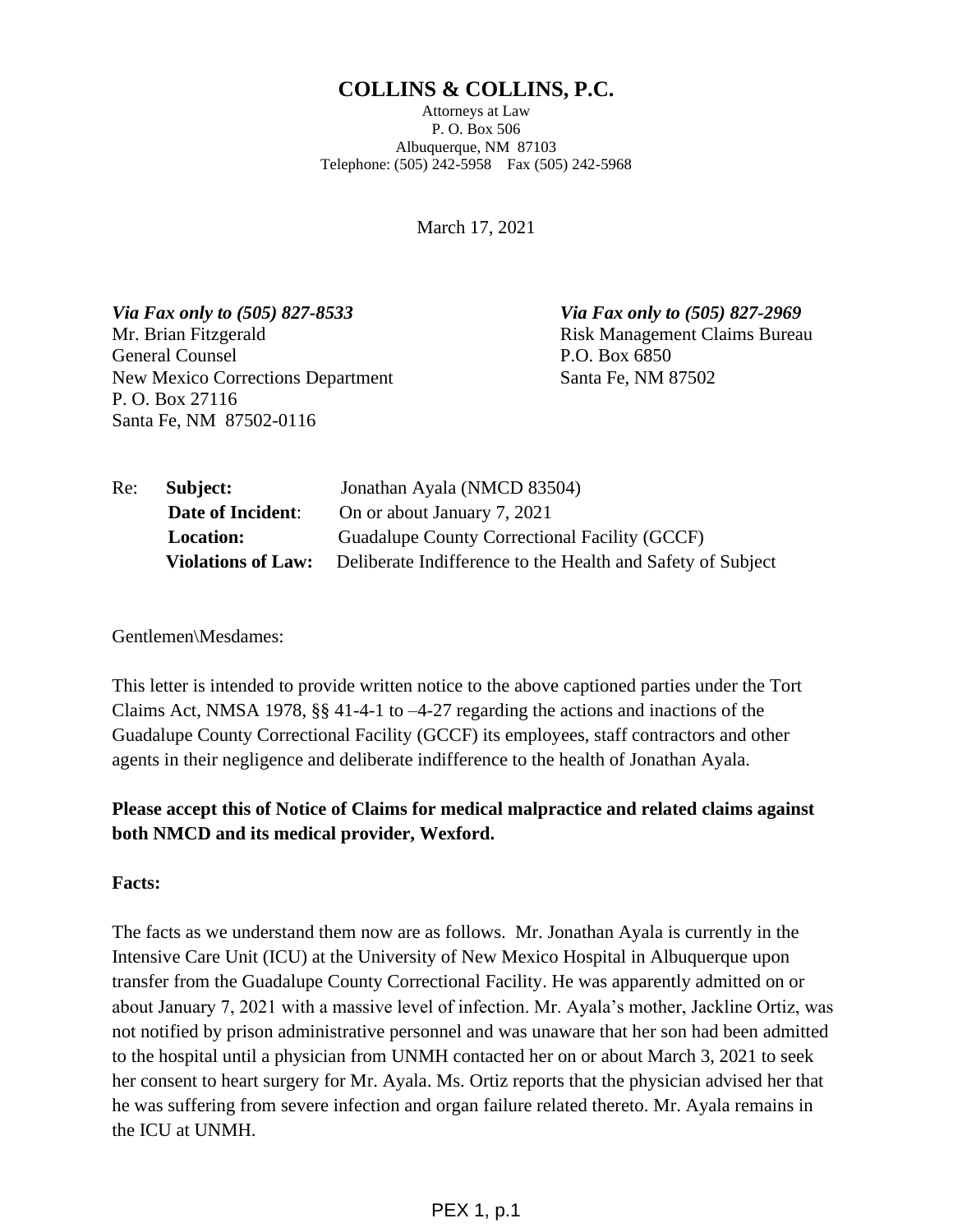# COLLINS & COLLINS, P.C.

Attorneys at Law
P. O. Box 506
Albuquerque, NM 87103
Telephone: (505) 242-5958 Fax (505) 242-5968

March 17, 2021

***Via Fax only to (505) 827-8533***
Mr. Brian Fitzgerald
General Counsel
New Mexico Corrections Department
P. O. Box 27116
Santa Fe, NM 87502-0116

***Via Fax only to (505) 827-2969***
Risk Management Claims Bureau
P.O. Box 6850
Santa Fe, NM 87502

Re: **Subject:** Jonathan Ayala (NMCD 83504)
**Date of Incident**: On or about January 7, 2021
**Location:** Guadalupe County Correctional Facility (GCCF)
**Violations of Law:** Deliberate Indifference to the Health and Safety of Subject

Gentlemen\Mesdames:

This letter is intended to provide written notice to the above captioned parties under the Tort Claims Act, NMSA 1978, §§ 41-4-1 to –4-27 regarding the actions and inactions of the Guadalupe County Correctional Facility (GCCF) its employees, staff contractors and other agents in their negligence and deliberate indifference to the health of Jonathan Ayala.

**Please accept this of Notice of Claims for medical malpractice and related claims against both NMCD and its medical provider, Wexford.**

**Facts:**

The facts as we understand them now are as follows. Mr. Jonathan Ayala is currently in the Intensive Care Unit (ICU) at the University of New Mexico Hospital in Albuquerque upon transfer from the Guadalupe County Correctional Facility. He was apparently admitted on or about January 7, 2021 with a massive level of infection. Mr. Ayala's mother, Jackline Ortiz, was not notified by prison administrative personnel and was unaware that her son had been admitted to the hospital until a physician from UNMH contacted her on or about March 3, 2021 to seek her consent to heart surgery for Mr. Ayala. Ms. Ortiz reports that the physician advised her that he was suffering from severe infection and organ failure related thereto. Mr. Ayala remains in the ICU at UNMH.

PEX 1, p.1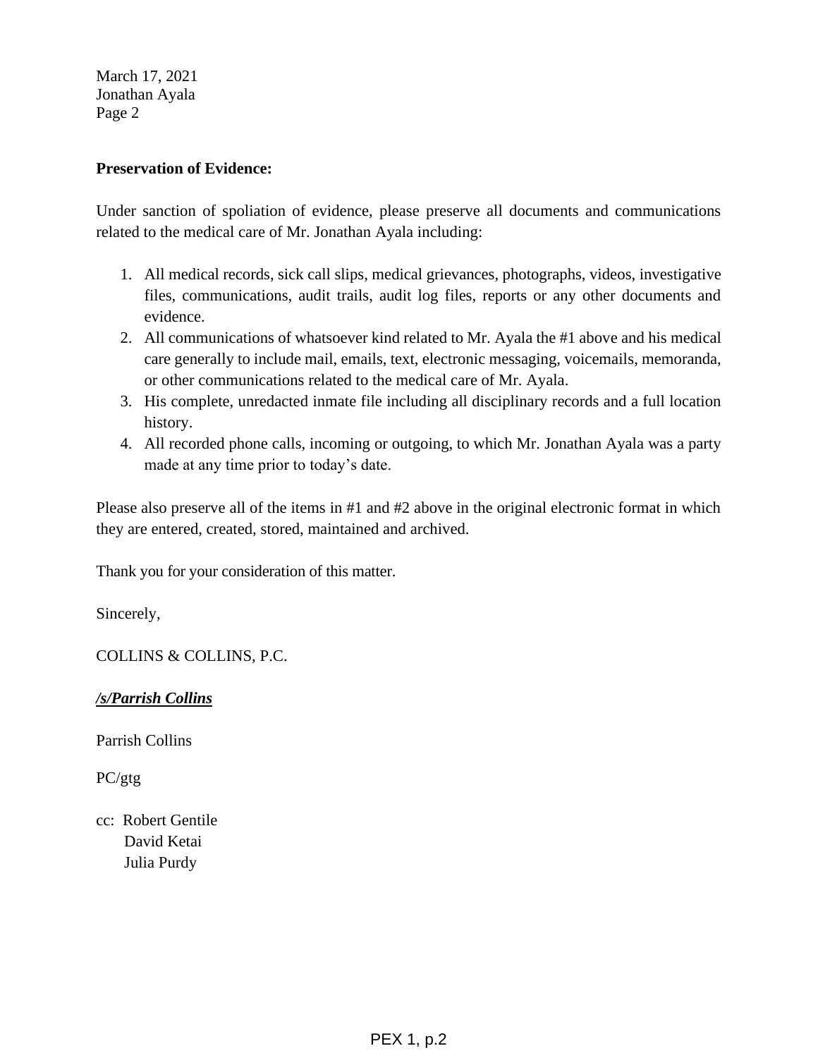March 17, 2021
Jonathan Ayala
Page 2

**Preservation of Evidence:**

Under sanction of spoliation of evidence, please preserve all documents and communications related to the medical care of Mr. Jonathan Ayala including:

1. All medical records, sick call slips, medical grievances, photographs, videos, investigative files, communications, audit trails, audit log files, reports or any other documents and evidence.
2. All communications of whatsoever kind related to Mr. Ayala the #1 above and his medical care generally to include mail, emails, text, electronic messaging, voicemails, memoranda, or other communications related to the medical care of Mr. Ayala.
3. His complete, unredacted inmate file including all disciplinary records and a full location history.
4. All recorded phone calls, incoming or outgoing, to which Mr. Jonathan Ayala was a party made at any time prior to today's date.

Please also preserve all of the items in #1 and #2 above in the original electronic format in which they are entered, created, stored, maintained and archived.

Thank you for your consideration of this matter.

Sincerely,

COLLINS & COLLINS, P.C.

***/s/Parrish Collins***

Parrish Collins

PC/gtg

cc: Robert Gentile
David Ketai
Julia Purdy

PEX 1, p.2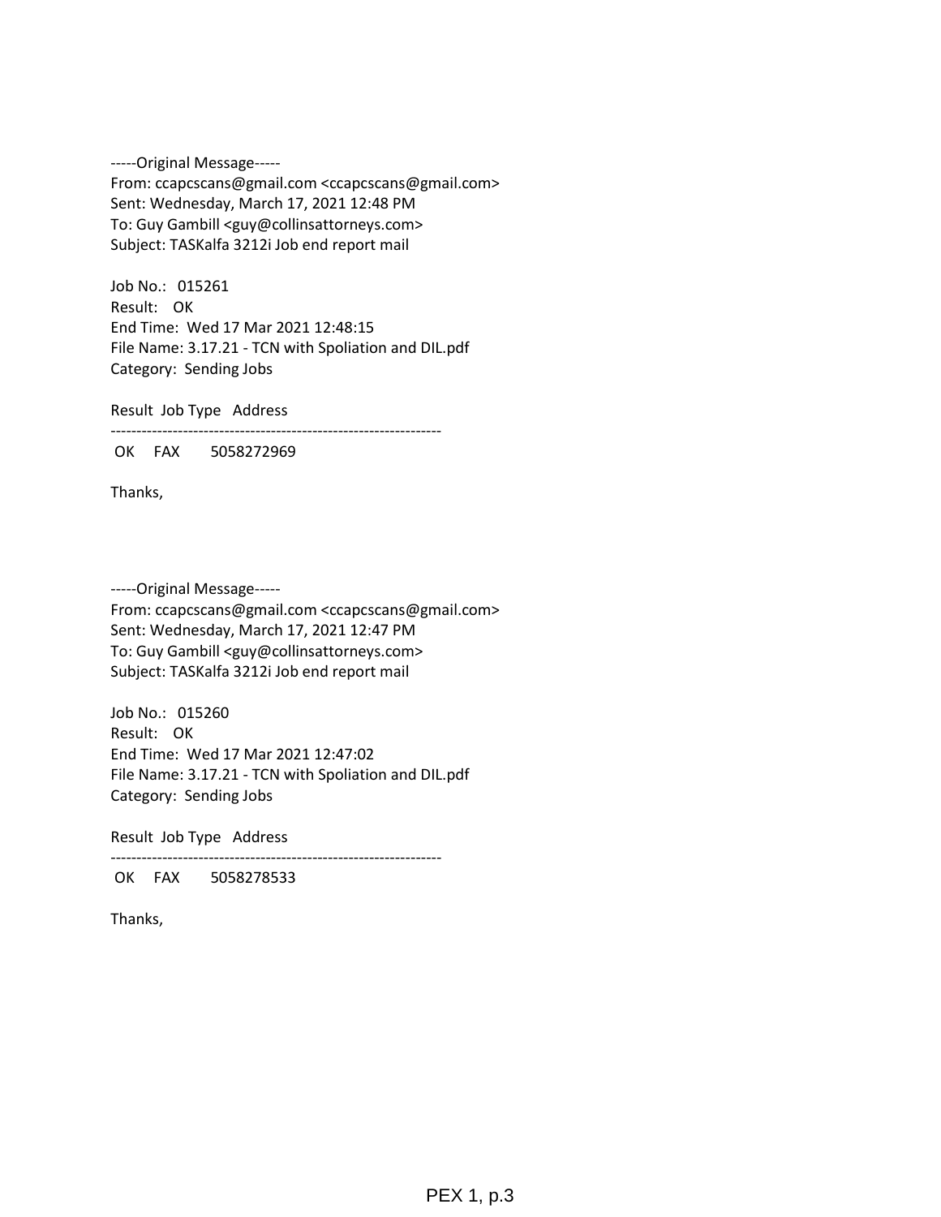-----Original Message-----
From: ccapcscans@gmail.com <ccapcscans@gmail.com>
Sent: Wednesday, March 17, 2021 12:48 PM
To: Guy Gambill <guy@collinsattorneys.com>
Subject: TASKalfa 3212i Job end report mail

Job No.: 015261
Result: OK
End Time: Wed 17 Mar 2021 12:48:15
File Name: 3.17.21 - TCN with Spoliation and DIL.pdf
Category: Sending Jobs

| Result | Job Type | Address |
| --- | --- | --- |
| OK | FAX | 5058272969 |

Thanks,

-----Original Message-----
From: ccapcscans@gmail.com <ccapcscans@gmail.com>
Sent: Wednesday, March 17, 2021 12:47 PM
To: Guy Gambill <guy@collinsattorneys.com>
Subject: TASKalfa 3212i Job end report mail

Job No.: 015260
Result: OK
End Time: Wed 17 Mar 2021 12:47:02
File Name: 3.17.21 - TCN with Spoliation and DIL.pdf
Category: Sending Jobs

| Result | Job Type | Address |
| --- | --- | --- |
| OK | FAX | 5058278533 |

Thanks,

PEX 1, p.3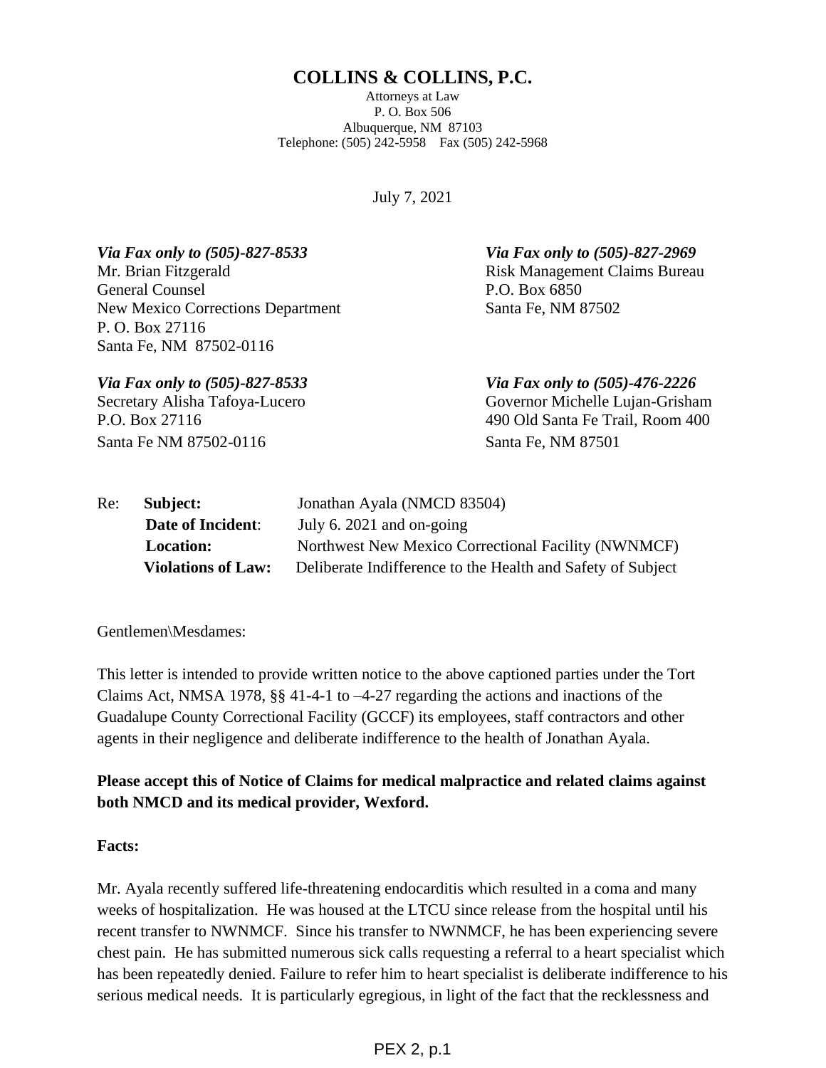# COLLINS & COLLINS, P.C.

Attorneys at Law
P. O. Box 506
Albuquerque, NM 87103
Telephone: (505) 242-5958 Fax (505) 242-5968

July 7, 2021

*Via Fax only to (505)-827-8533*
Mr. Brian Fitzgerald
General Counsel
New Mexico Corrections Department
P. O. Box 27116
Santa Fe, NM 87502-0116

*Via Fax only to (505)-827-2969*
Risk Management Claims Bureau
P.O. Box 6850
Santa Fe, NM 87502

*Via Fax only to (505)-827-8533*
Secretary Alisha Tafoya-Lucero
P.O. Box 27116
Santa Fe NM 87502-0116

*Via Fax only to (505)-476-2226*
Governor Michelle Lujan-Grisham
490 Old Santa Fe Trail, Room 400
Santa Fe, NM 87501

Re: **Subject:** Jonathan Ayala (NMCD 83504)
**Date of Incident**: July 6. 2021 and on-going
**Location:** Northwest New Mexico Correctional Facility (NWNMCF)
**Violations of Law:** Deliberate Indifference to the Health and Safety of Subject

Gentlemen\Mesdames:

This letter is intended to provide written notice to the above captioned parties under the Tort Claims Act, NMSA 1978, §§ 41-4-1 to –4-27 regarding the actions and inactions of the Guadalupe County Correctional Facility (GCCF) its employees, staff contractors and other agents in their negligence and deliberate indifference to the health of Jonathan Ayala.

**Please accept this of Notice of Claims for medical malpractice and related claims against both NMCD and its medical provider, Wexford.**

**Facts:**

Mr. Ayala recently suffered life-threatening endocarditis which resulted in a coma and many weeks of hospitalization. He was housed at the LTCU since release from the hospital until his recent transfer to NWNMCF. Since his transfer to NWNMCF, he has been experiencing severe chest pain. He has submitted numerous sick calls requesting a referral to a heart specialist which has been repeatedly denied. Failure to refer him to heart specialist is deliberate indifference to his serious medical needs. It is particularly egregious, in light of the fact that the recklessness and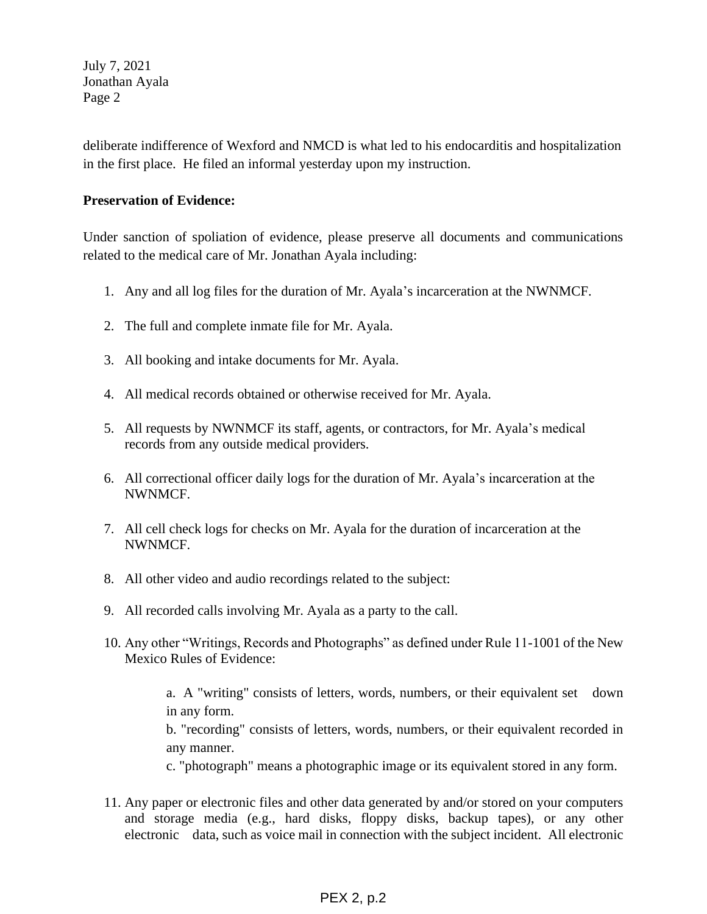deliberate indifference of Wexford and NMCD is what led to his endocarditis and hospitalization in the first place. He filed an informal yesterday upon my instruction.

**Preservation of Evidence:**

Under sanction of spoliation of evidence, please preserve all documents and communications related to the medical care of Mr. Jonathan Ayala including:

1. Any and all log files for the duration of Mr. Ayala's incarceration at the NWNMCF.
2. The full and complete inmate file for Mr. Ayala.
3. All booking and intake documents for Mr. Ayala.
4. All medical records obtained or otherwise received for Mr. Ayala.
5. All requests by NWNMCF its staff, agents, or contractors, for Mr. Ayala's medical records from any outside medical providers.
6. All correctional officer daily logs for the duration of Mr. Ayala's incarceration at the NWNMCF.
7. All cell check logs for checks on Mr. Ayala for the duration of incarceration at the NWNMCF.
8. All other video and audio recordings related to the subject:
9. All recorded calls involving Mr. Ayala as a party to the call.
10. Any other "Writings, Records and Photographs" as defined under Rule 11-1001 of the New Mexico Rules of Evidence:

    a. A "writing" consists of letters, words, numbers, or their equivalent set down in any form.
    b. "recording" consists of letters, words, numbers, or their equivalent recorded in any manner.
    c. "photograph" means a photographic image or its equivalent stored in any form.

11. Any paper or electronic files and other data generated by and/or stored on your computers and storage media (e.g., hard disks, floppy disks, backup tapes), or any other electronic data, such as voice mail in connection with the subject incident. All electronic

PEX 2, p.2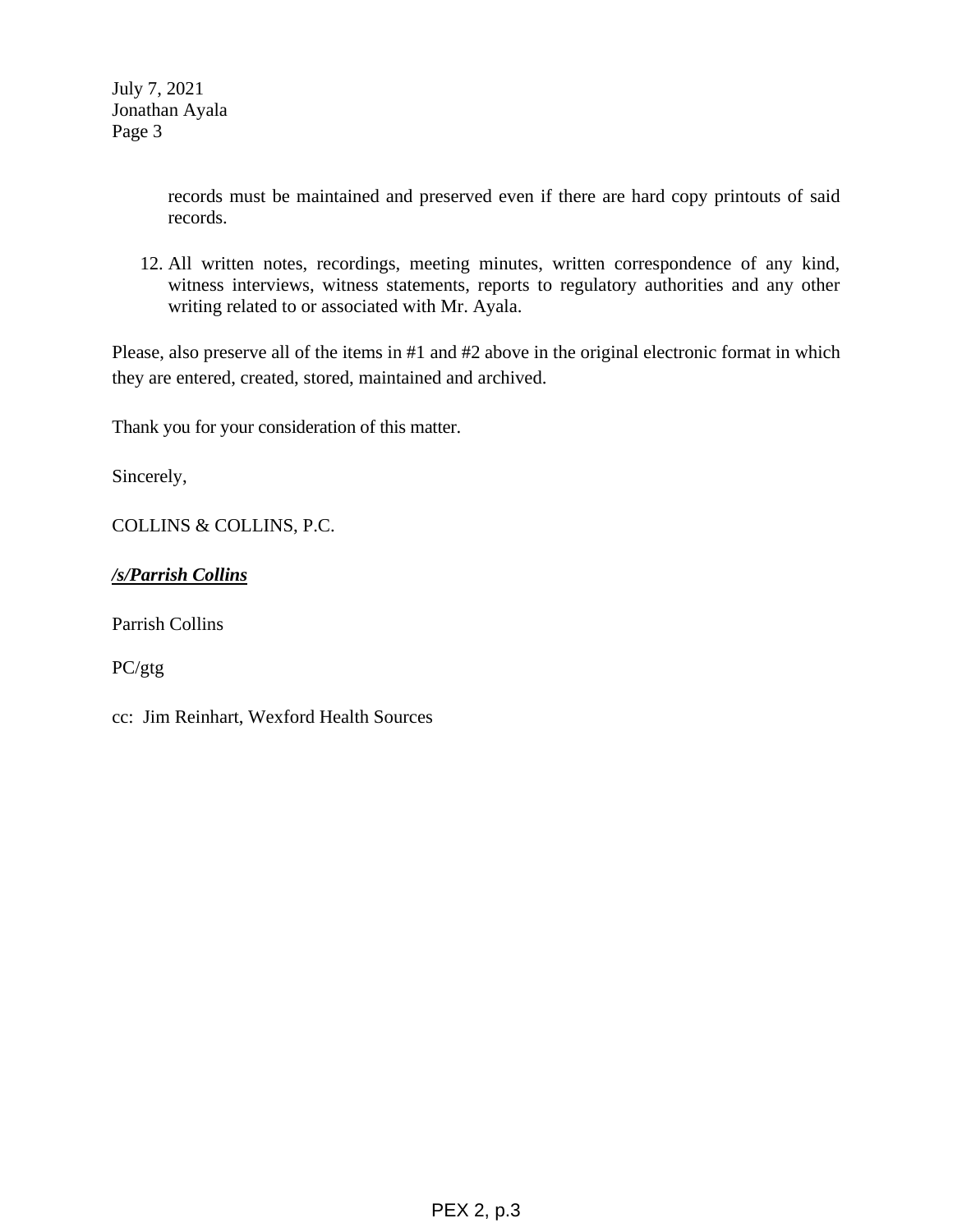records must be maintained and preserved even if there are hard copy printouts of said records.

12. All written notes, recordings, meeting minutes, written correspondence of any kind, witness interviews, witness statements, reports to regulatory authorities and any other writing related to or associated with Mr. Ayala.

Please, also preserve all of the items in #1 and #2 above in the original electronic format in which they are entered, created, stored, maintained and archived.

Thank you for your consideration of this matter.

Sincerely,

COLLINS & COLLINS, P.C.

***/s/Parrish Collins***

Parrish Collins

PC/gtg

cc: Jim Reinhart, Wexford Health Sources

PEX 2, p.3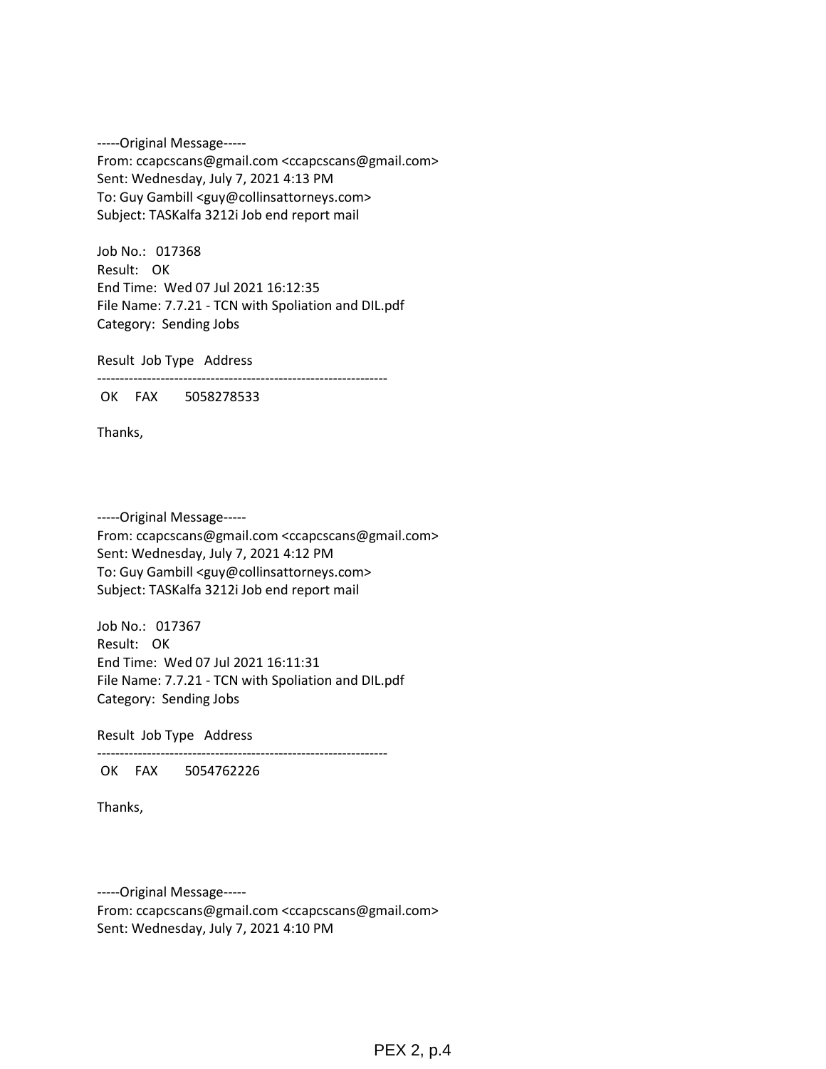-----Original Message-----
From: ccapcscans@gmail.com <ccapcscans@gmail.com>
Sent: Wednesday, July 7, 2021 4:13 PM
To: Guy Gambill <guy@collinsattorneys.com>
Subject: TASKalfa 3212i Job end report mail

Job No.: 017368
Result: OK
End Time: Wed 07 Jul 2021 16:12:35
File Name: 7.7.21 - TCN with Spoliation and DIL.pdf
Category: Sending Jobs

```
Result  Job Type   Address
----------------------------------------------------------------
 OK     FAX        5058278533
```

Thanks,

-----Original Message-----
From: ccapcscans@gmail.com <ccapcscans@gmail.com>
Sent: Wednesday, July 7, 2021 4:12 PM
To: Guy Gambill <guy@collinsattorneys.com>
Subject: TASKalfa 3212i Job end report mail

Job No.: 017367
Result: OK
End Time: Wed 07 Jul 2021 16:11:31
File Name: 7.7.21 - TCN with Spoliation and DIL.pdf
Category: Sending Jobs

```
Result  Job Type   Address
----------------------------------------------------------------
 OK     FAX        5054762226
```

Thanks,

-----Original Message-----
From: ccapcscans@gmail.com <ccapcscans@gmail.com>
Sent: Wednesday, July 7, 2021 4:10 PM

PEX 2, p.4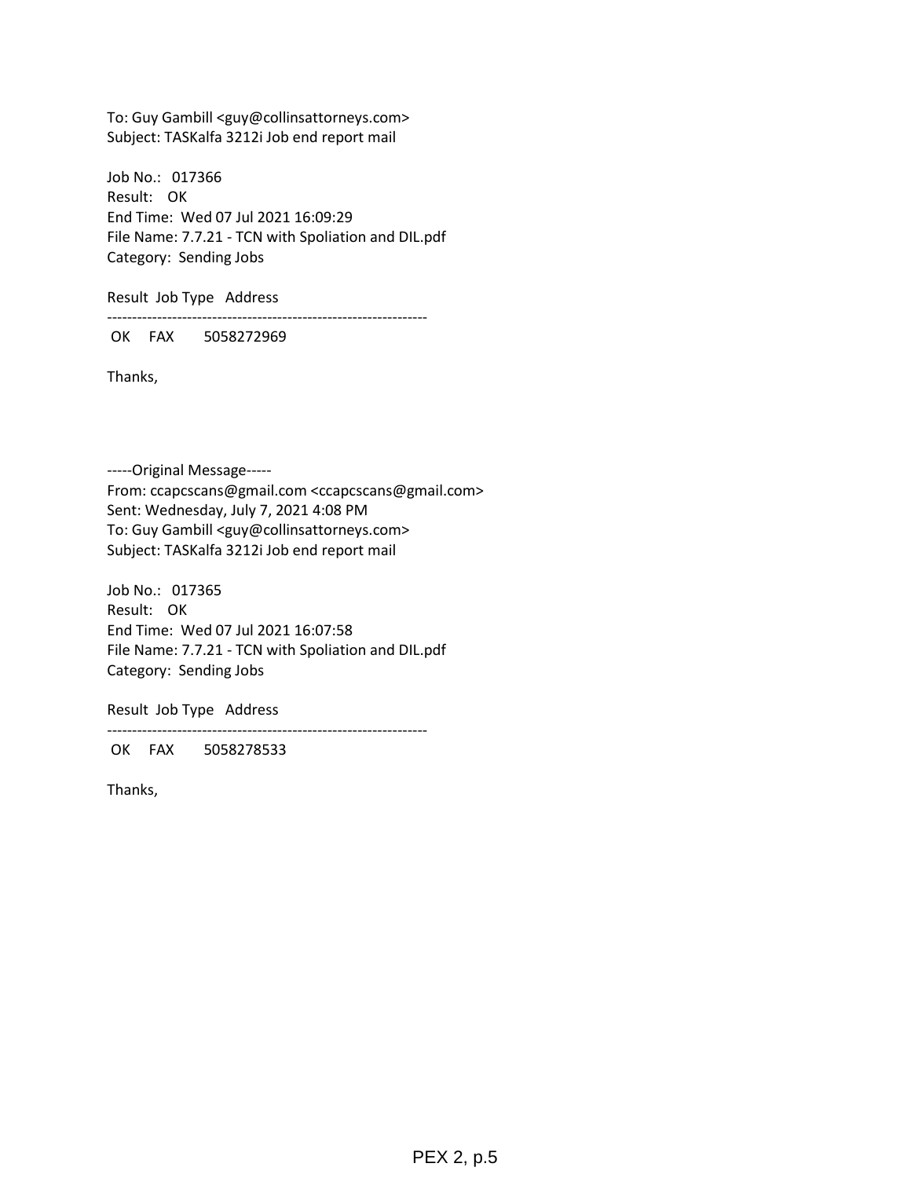To: Guy Gambill <guy@collinsattorneys.com>
Subject: TASKalfa 3212i Job end report mail

Job No.: 017366
Result: OK
End Time: Wed 07 Jul 2021 16:09:29
File Name: 7.7.21 - TCN with Spoliation and DIL.pdf
Category: Sending Jobs

| Result | Job Type | Address |
|---|---|---|
| OK | FAX | 5058272969 |

Thanks,

-----Original Message-----
From: ccapcscans@gmail.com <ccapcscans@gmail.com>
Sent: Wednesday, July 7, 2021 4:08 PM
To: Guy Gambill <guy@collinsattorneys.com>
Subject: TASKalfa 3212i Job end report mail

Job No.: 017365
Result: OK
End Time: Wed 07 Jul 2021 16:07:58
File Name: 7.7.21 - TCN with Spoliation and DIL.pdf
Category: Sending Jobs

| Result | Job Type | Address |
|---|---|---|
| OK | FAX | 5058278533 |

Thanks,

PEX 2, p.5